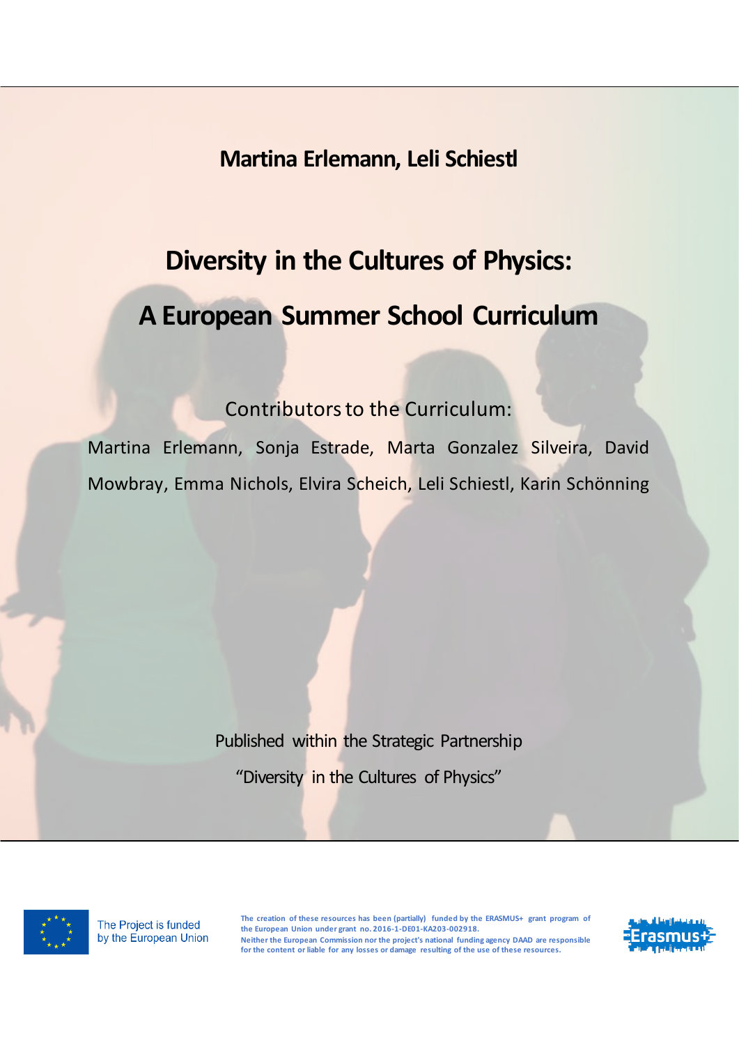**Martina Erlemann, Leli Schiestl**

# Diversity in the Cultures of Physics:

# A European Summer School Curriculum

Contributors to the Curriculum:

Martina Erlemann, Sonja Estrade, Marta Gonzalez Silveira, David Mowbray, Emma Nichols, Elvira Scheich, Leli Schiestl, Karin Schönning

Published within the Strategic Partnership

“Diversity in the Cultures of Physics”

The Project is funded by the European Union

The creation of these resources has been (partially) funded by the ERASMUS+ grant program of the European Union under grant no. 2016-1-DE01-KA203-002918.
Neither the European Commission nor the project's national funding agency DAAD are responsible for the content or liable for any losses or damage resulting of the use of these resources.

Erasmus+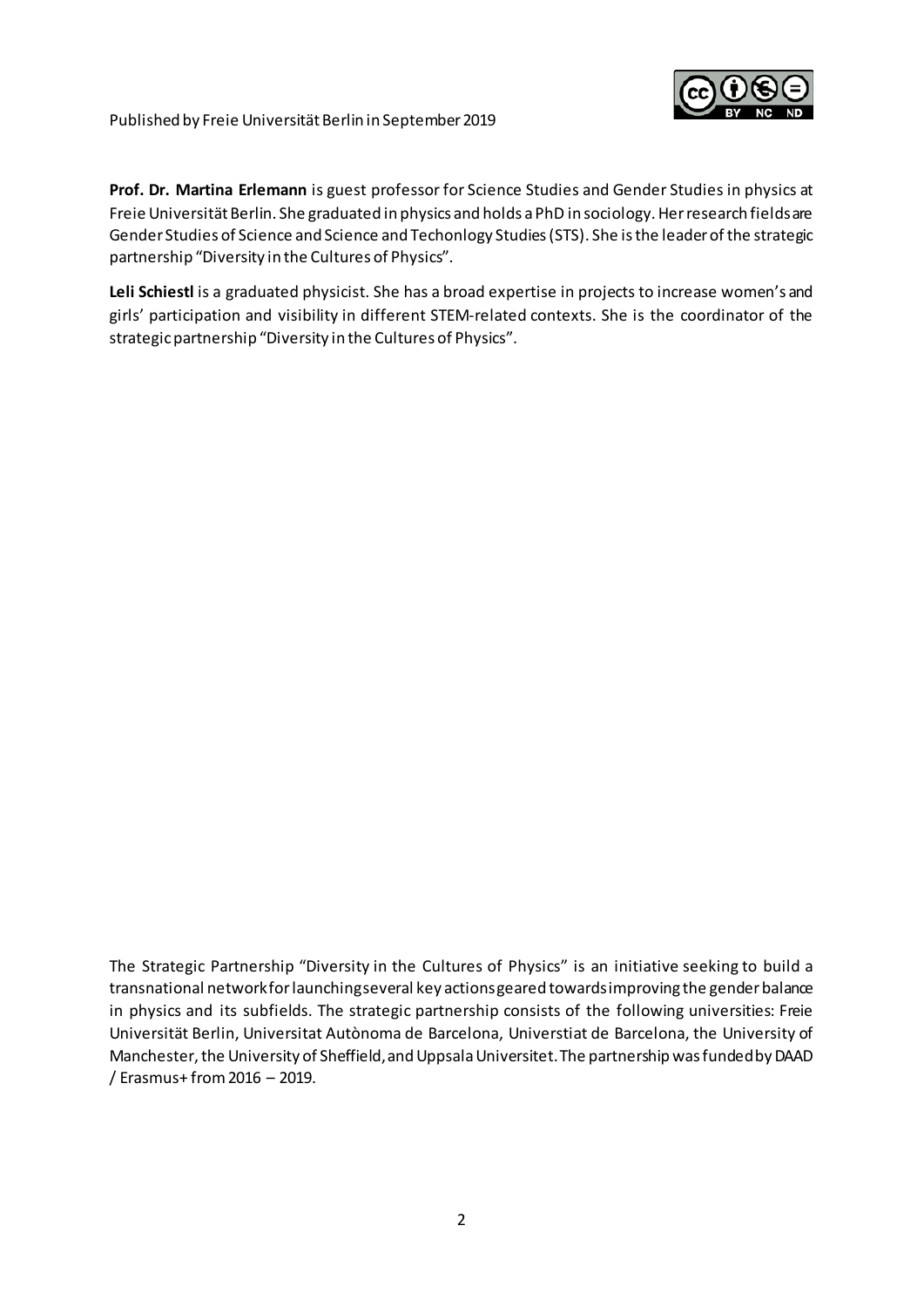Published by Freie Universität Berlin in September 2019

**Prof. Dr. Martina Erlemann** is guest professor for Science Studies and Gender Studies in physics at Freie Universität Berlin. She graduated in physics and holds a PhD in sociology. Her research fields are Gender Studies of Science and Science and Techonlogy Studies (STS). She is the leader of the strategic partnership "Diversity in the Cultures of Physics".

**Leli Schiestl** is a graduated physicist. She has a broad expertise in projects to increase women's and girls' participation and visibility in different STEM-related contexts. She is the coordinator of the strategic partnership "Diversity in the Cultures of Physics".

The Strategic Partnership "Diversity in the Cultures of Physics" is an initiative seeking to build a transnational network for launching several key actions geared towards improving the gender balance in physics and its subfields. The strategic partnership consists of the following universities: Freie Universität Berlin, Universitat Autònoma de Barcelona, Universtiat de Barcelona, the University of Manchester, the University of Sheffield, and Uppsala Universitet. The partnership was funded by DAAD / Erasmus+ from 2016 – 2019.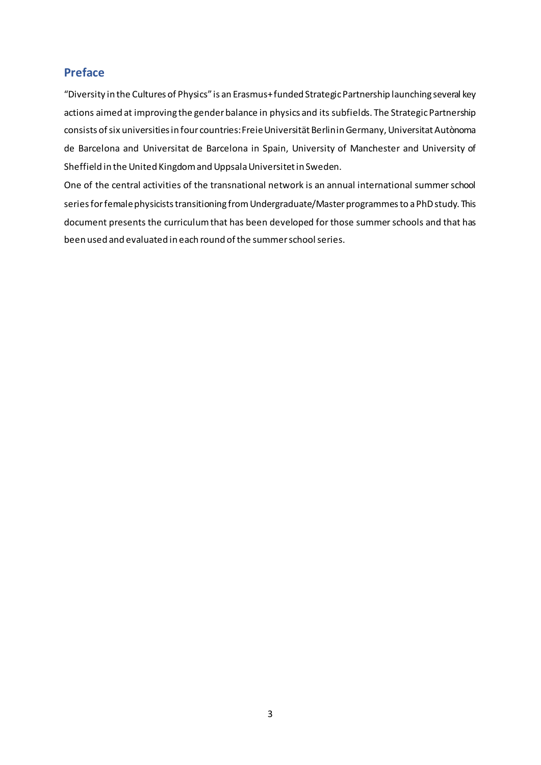## Preface

"Diversity in the Cultures of Physics" is an Erasmus+ funded Strategic Partnership launching several key actions aimed at improving the gender balance in physics and its subfields. The Strategic Partnership consists of six universities in four countries: Freie Universität Berlin in Germany, Universitat Autònoma de Barcelona and Universitat de Barcelona in Spain, University of Manchester and University of Sheffield in the United Kingdom and Uppsala Universitet in Sweden.

One of the central activities of the transnational network is an annual international summer school series for female physicists transitioning from Undergraduate/Master programmes to a PhD study. This document presents the curriculum that has been developed for those summer schools and that has been used and evaluated in each round of the summer school series.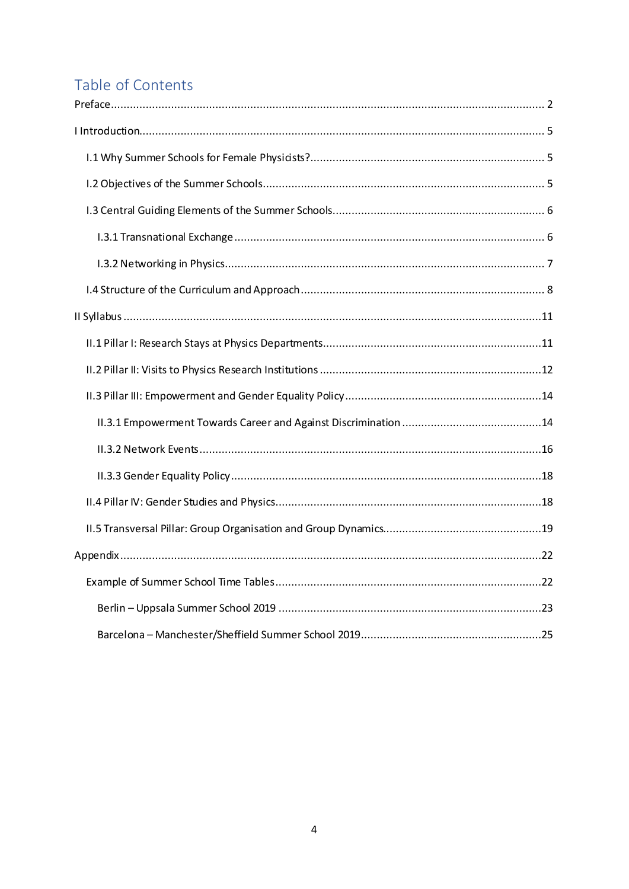# Table of Contents

Preface ........................................................................................................................................ 2

I Introduction................................................................................................................................ 5

I.1 Why Summer Schools for Female Physicists? ......................................................................... 5

I.2 Objectives of the Summer Schools......................................................................................... 5

I.3 Central Guiding Elements of the Summer Schools.................................................................. 6

I.3.1 Transnational Exchange ................................................................................................. 6

I.3.2 Networking in Physics..................................................................................................... 7

I.4 Structure of the Curriculum and Approach ............................................................................ 8

II Syllabus ...................................................................................................................................11

II.1 Pillar I: Research Stays at Physics Departments....................................................................11

II.2 Pillar II: Visits to Physics Research Institutions .....................................................................12

II.3 Pillar III: Empowerment and Gender Equality Policy .............................................................14

II.3.1 Empowerment Towards Career and Against Discrimination ............................................14

II.3.2 Network Events ...........................................................................................................16

II.3.3 Gender Equality Policy ..................................................................................................18

II.4 Pillar IV: Gender Studies and Physics....................................................................................18

II.5 Transversal Pillar: Group Organisation and Group Dynamics.................................................19

Appendix ....................................................................................................................................22

Example of Summer School Time Tables ...................................................................................22

Berlin – Uppsala Summer School 2019 ...................................................................................23

Barcelona – Manchester/Sheffield Summer School 2019.........................................................25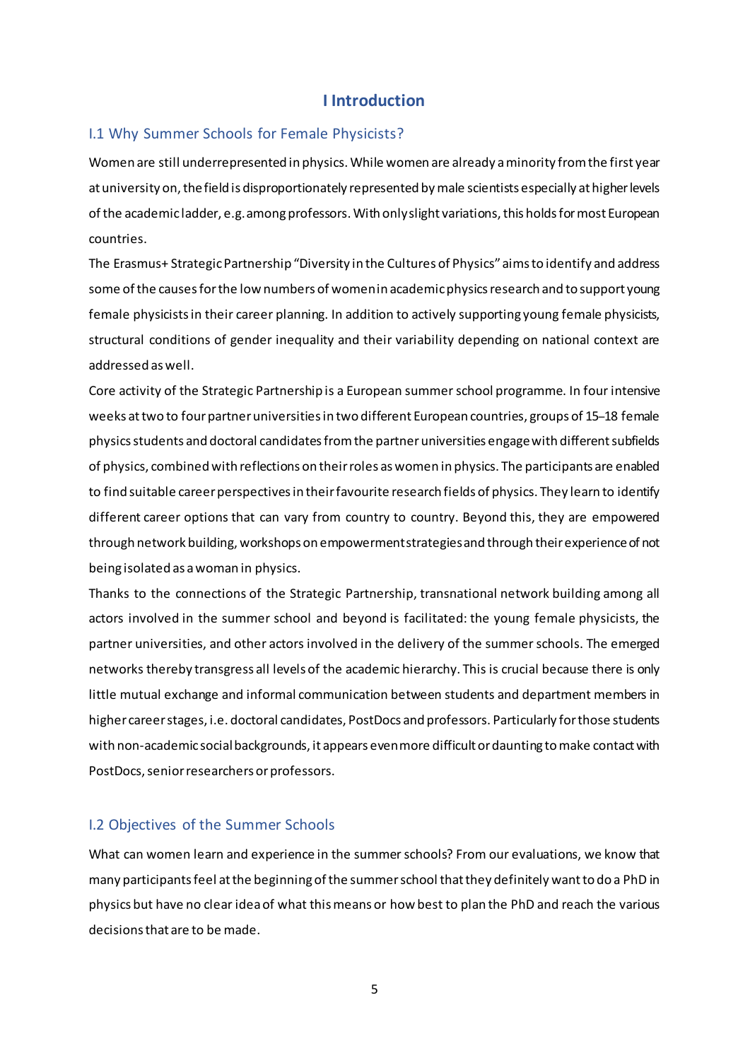# I Introduction

## I.1 Why Summer Schools for Female Physicists?

Women are still underrepresented in physics. While women are already a minority from the first year at university on, the field is disproportionately represented by male scientists especially at higher levels of the academic ladder, e.g. among professors. With only slight variations, this holds for most European countries.

The Erasmus+ Strategic Partnership "Diversity in the Cultures of Physics" aims to identify and address some of the causes for the low numbers of women in academic physics research and to support young female physicists in their career planning. In addition to actively supporting young female physicists, structural conditions of gender inequality and their variability depending on national context are addressed as well.

Core activity of the Strategic Partnership is a European summer school programme. In four intensive weeks at two to four partner universities in two different European countries, groups of 15–18 female physics students and doctoral candidates from the partner universities engage with different subfields of physics, combined with reflections on their roles as women in physics. The participants are enabled to find suitable career perspectives in their favourite research fields of physics. They learn to identify different career options that can vary from country to country. Beyond this, they are empowered through network building, workshops on empowerment strategies and through their experience of not being isolated as a woman in physics.

Thanks to the connections of the Strategic Partnership, transnational network building among all actors involved in the summer school and beyond is facilitated: the young female physicists, the partner universities, and other actors involved in the delivery of the summer schools. The emerged networks thereby transgress all levels of the academic hierarchy. This is crucial because there is only little mutual exchange and informal communication between students and department members in higher career stages, i.e. doctoral candidates, PostDocs and professors. Particularly for those students with non-academic social backgrounds, it appears even more difficult or daunting to make contact with PostDocs, senior researchers or professors.

## I.2 Objectives of the Summer Schools

What can women learn and experience in the summer schools? From our evaluations, we know that many participants feel at the beginning of the summer school that they definitely want to do a PhD in physics but have no clear idea of what this means or how best to plan the PhD and reach the various decisions that are to be made.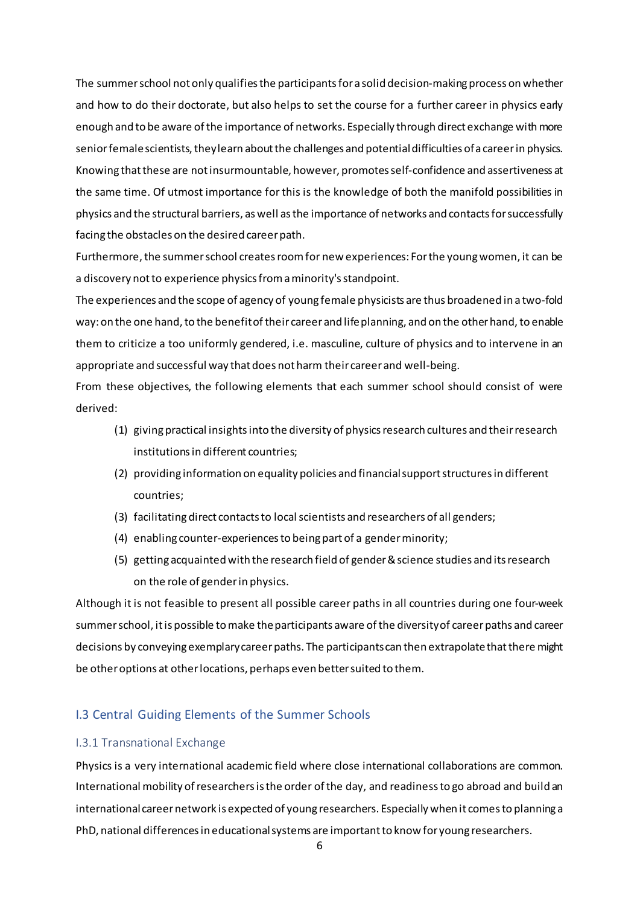The summer school not only qualifies the participants for a solid decision-making process on whether and how to do their doctorate, but also helps to set the course for a further career in physics early enough and to be aware of the importance of networks. Especially through direct exchange with more senior female scientists, they learn about the challenges and potential difficulties of a career in physics. Knowing that these are not insurmountable, however, promotes self-confidence and assertiveness at the same time. Of utmost importance for this is the knowledge of both the manifold possibilities in physics and the structural barriers, as well as the importance of networks and contacts for successfully facing the obstacles on the desired career path.

Furthermore, the summer school creates room for new experiences: For the young women, it can be a discovery not to experience physics from a minority's standpoint.

The experiences and the scope of agency of young female physicists are thus broadened in a two-fold way: on the one hand, to the benefit of their career and life planning, and on the other hand, to enable them to criticize a too uniformly gendered, i.e. masculine, culture of physics and to intervene in an appropriate and successful way that does not harm their career and well-being.

From these objectives, the following elements that each summer school should consist of were derived:

(1) giving practical insights into the diversity of physics research cultures and their research institutions in different countries;
(2) providing information on equality policies and financial support structures in different countries;
(3) facilitating direct contacts to local scientists and researchers of all genders;
(4) enabling counter-experiences to being part of a gender minority;
(5) getting acquainted with the research field of gender & science studies and its research on the role of gender in physics.

Although it is not feasible to present all possible career paths in all countries during one four-week summer school, it is possible to make the participants aware of the diversity of career paths and career decisions by conveying exemplary career paths. The participants can then extrapolate that there might be other options at other locations, perhaps even better suited to them.

## I.3 Central Guiding Elements of the Summer Schools

### I.3.1 Transnational Exchange

Physics is a very international academic field where close international collaborations are common. International mobility of researchers is the order of the day, and readiness to go abroad and build an international career network is expected of young researchers. Especially when it comes to planning a PhD, national differences in educational systems are important to know for young researchers.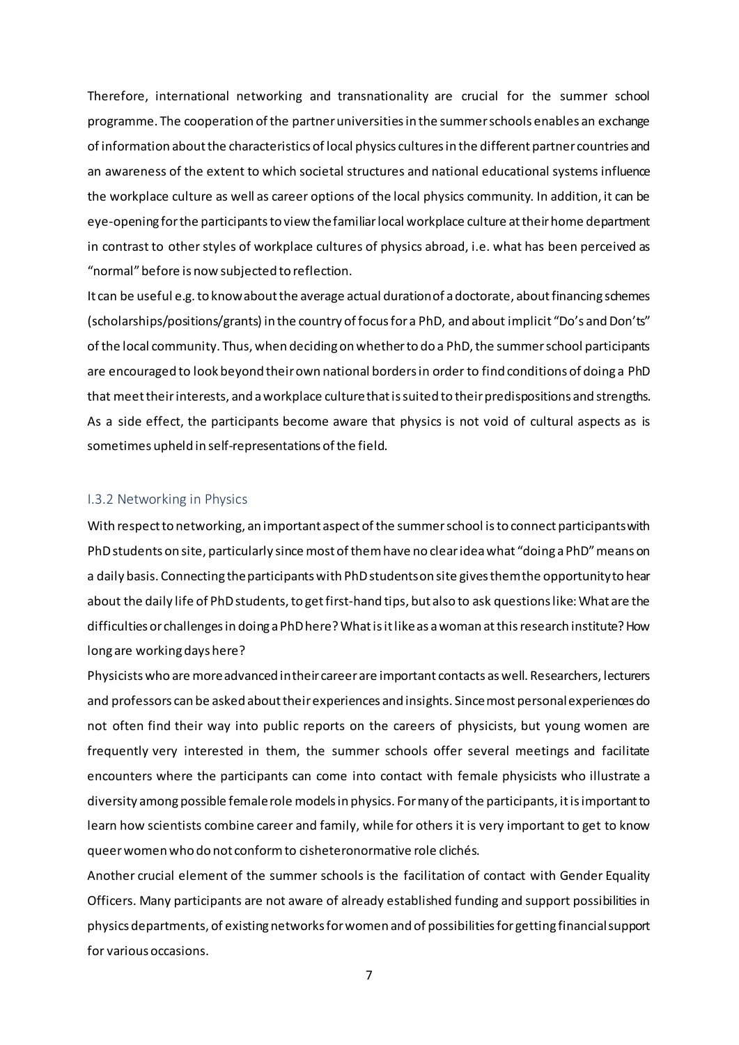Therefore, international networking and transnationality are crucial for the summer school programme. The cooperation of the partner universities in the summer schools enables an exchange of information about the characteristics of local physics cultures in the different partner countries and an awareness of the extent to which societal structures and national educational systems influence the workplace culture as well as career options of the local physics community. In addition, it can be eye-opening for the participants to view the familiar local workplace culture at their home department in contrast to other styles of workplace cultures of physics abroad, i.e. what has been perceived as "normal" before is now subjected to reflection.

It can be useful e.g. to know about the average actual duration of a doctorate, about financing schemes (scholarships/positions/grants) in the country of focus for a PhD, and about implicit "Do's and Don'ts" of the local community. Thus, when deciding on whether to do a PhD, the summer school participants are encouraged to look beyond their own national borders in order to find conditions of doing a PhD that meet their interests, and a workplace culture that is suited to their predispositions and strengths. As a side effect, the participants become aware that physics is not void of cultural aspects as is sometimes upheld in self-representations of the field.

### I.3.2 Networking in Physics

With respect to networking, an important aspect of the summer school is to connect participants with PhD students on site, particularly since most of them have no clear idea what "doing a PhD" means on a daily basis. Connecting the participants with PhD students on site gives them the opportunity to hear about the daily life of PhD students, to get first-hand tips, but also to ask questions like: What are the difficulties or challenges in doing a PhD here? What is it like as a woman at this research institute? How long are working days here?

Physicists who are more advanced in their career are important contacts as well. Researchers, lecturers and professors can be asked about their experiences and insights. Since most personal experiences do not often find their way into public reports on the careers of physicists, but young women are frequently very interested in them, the summer schools offer several meetings and facilitate encounters where the participants can come into contact with female physicists who illustrate a diversity among possible female role models in physics. For many of the participants, it is important to learn how scientists combine career and family, while for others it is very important to get to know queer women who do not conform to cisheteronormative role clichés.

Another crucial element of the summer schools is the facilitation of contact with Gender Equality Officers. Many participants are not aware of already established funding and support possibilities in physics departments, of existing networks for women and of possibilities for getting financial support for various occasions.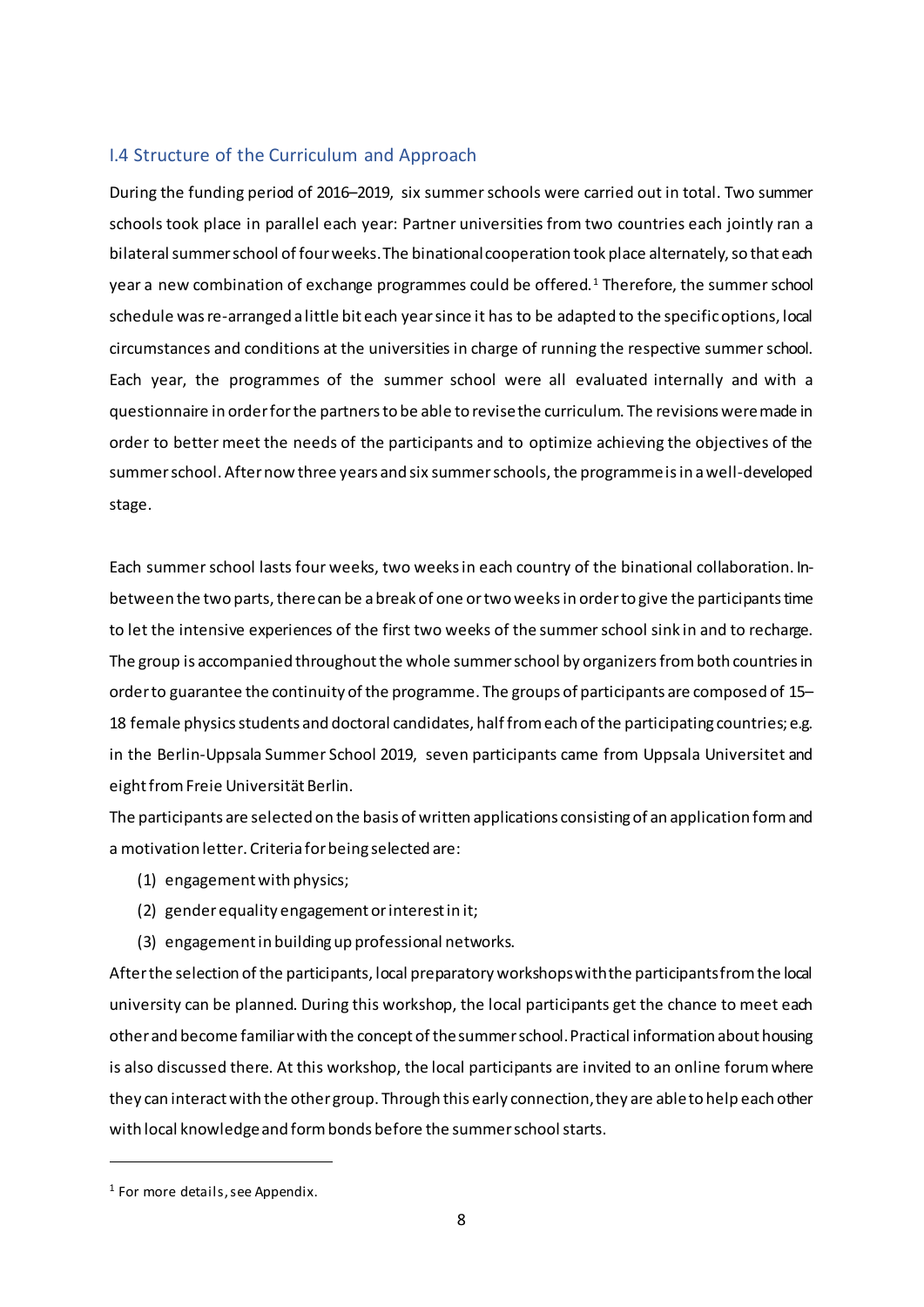## I.4 Structure of the Curriculum and Approach

During the funding period of 2016–2019, six summer schools were carried out in total. Two summer schools took place in parallel each year: Partner universities from two countries each jointly ran a bilateral summer school of four weeks. The binational cooperation took place alternately, so that each year a new combination of exchange programmes could be offered.[1] Therefore, the summer school schedule was re-arranged a little bit each year since it has to be adapted to the specific options, local circumstances and conditions at the universities in charge of running the respective summer school. Each year, the programmes of the summer school were all evaluated internally and with a questionnaire in order for the partners to be able to revise the curriculum. The revisions were made in order to better meet the needs of the participants and to optimize achieving the objectives of the summer school. After now three years and six summer schools, the programme is in a well-developed stage.

Each summer school lasts four weeks, two weeks in each country of the binational collaboration. In-between the two parts, there can be a break of one or two weeks in order to give the participants time to let the intensive experiences of the first two weeks of the summer school sink in and to recharge. The group is accompanied throughout the whole summer school by organizers from both countries in order to guarantee the continuity of the programme. The groups of participants are composed of 15–18 female physics students and doctoral candidates, half from each of the participating countries; e.g. in the Berlin-Uppsala Summer School 2019, seven participants came from Uppsala Universitet and eight from Freie Universität Berlin.

The participants are selected on the basis of written applications consisting of an application form and a motivation letter. Criteria for being selected are:

(1) engagement with physics;
(2) gender equality engagement or interest in it;
(3) engagement in building up professional networks.

After the selection of the participants, local preparatory workshops with the participants from the local university can be planned. During this workshop, the local participants get the chance to meet each other and become familiar with the concept of the summer school. Practical information about housing is also discussed there. At this workshop, the local participants are invited to an online forum where they can interact with the other group. Through this early connection, they are able to help each other with local knowledge and form bonds before the summer school starts.

[1] For more details, see Appendix.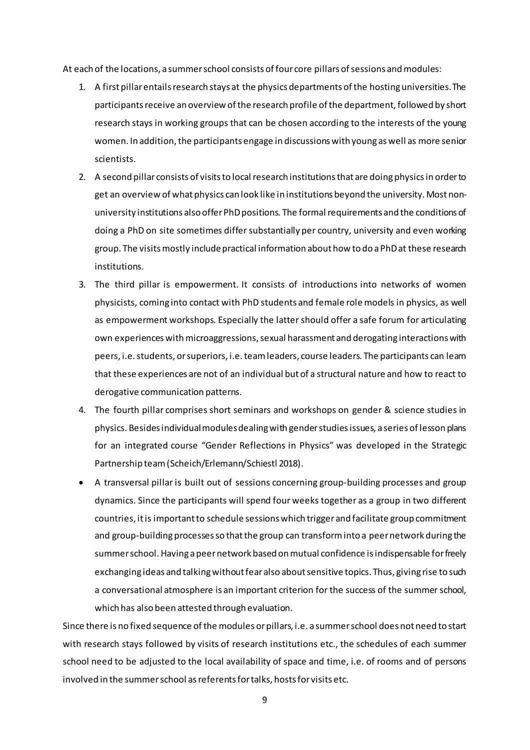At each of the locations, a summer school consists of four core pillars of sessions and modules:

1. A first pillar entails research stays at the physics departments of the hosting universities. The participants receive an overview of the research profile of the department, followed by short research stays in working groups that can be chosen according to the interests of the young women. In addition, the participants engage in discussions with young as well as more senior scientists.
2. A second pillar consists of visits to local research institutions that are doing physics in order to get an overview of what physics can look like in institutions beyond the university. Most non-university institutions also offer PhD positions. The formal requirements and the conditions of doing a PhD on site sometimes differ substantially per country, university and even working group. The visits mostly include practical information about how to do a PhD at these research institutions.
3. The third pillar is empowerment. It consists of introductions into networks of women physicists, coming into contact with PhD students and female role models in physics, as well as empowerment workshops. Especially the latter should offer a safe forum for articulating own experiences with microaggressions, sexual harassment and derogating interactions with peers, i.e. students, or superiors, i.e. team leaders, course leaders. The participants can learn that these experiences are not of an individual but of a structural nature and how to react to derogative communication patterns.
4. The fourth pillar comprises short seminars and workshops on gender & science studies in physics. Besides individual modules dealing with gender studies issues, a series of lesson plans for an integrated course "Gender Reflections in Physics" was developed in the Strategic Partnership team (Scheich/Erlemann/Schiestl 2018).

- A transversal pillar is built out of sessions concerning group-building processes and group dynamics. Since the participants will spend four weeks together as a group in two different countries, it is important to schedule sessions which trigger and facilitate group commitment and group-building processes so that the group can transform into a peer network during the summer school. Having a peer network based on mutual confidence is indispensable for freely exchanging ideas and talking without fear also about sensitive topics. Thus, giving rise to such a conversational atmosphere is an important criterion for the success of the summer school, which has also been attested through evaluation.

Since there is no fixed sequence of the modules or pillars, i.e. a summer school does not need to start with research stays followed by visits of research institutions etc., the schedules of each summer school need to be adjusted to the local availability of space and time, i.e. of rooms and of persons involved in the summer school as referents for talks, hosts for visits etc.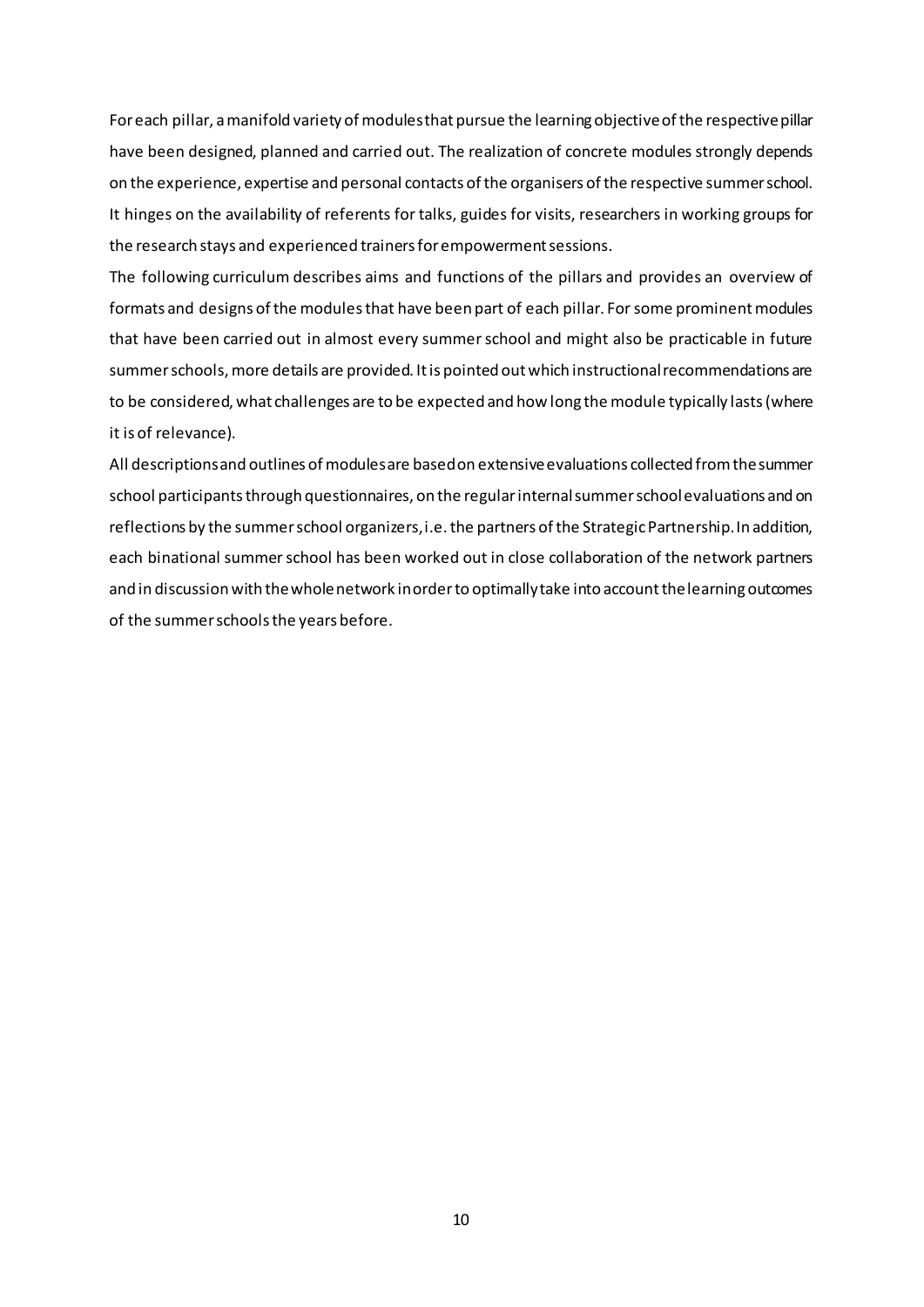For each pillar, a manifold variety of modules that pursue the learning objective of the respective pillar have been designed, planned and carried out. The realization of concrete modules strongly depends on the experience, expertise and personal contacts of the organisers of the respective summer school. It hinges on the availability of referents for talks, guides for visits, researchers in working groups for the research stays and experienced trainers for empowerment sessions.

The following curriculum describes aims and functions of the pillars and provides an overview of formats and designs of the modules that have been part of each pillar. For some prominent modules that have been carried out in almost every summer school and might also be practicable in future summer schools, more details are provided. It is pointed out which instructional recommendations are to be considered, what challenges are to be expected and how long the module typically lasts (where it is of relevance).

All descriptions and outlines of modules are based on extensive evaluations collected from the summer school participants through questionnaires, on the regular internal summer school evaluations and on reflections by the summer school organizers, i.e. the partners of the Strategic Partnership. In addition, each binational summer school has been worked out in close collaboration of the network partners and in discussion with the whole network in order to optimally take into account the learning outcomes of the summer schools the years before.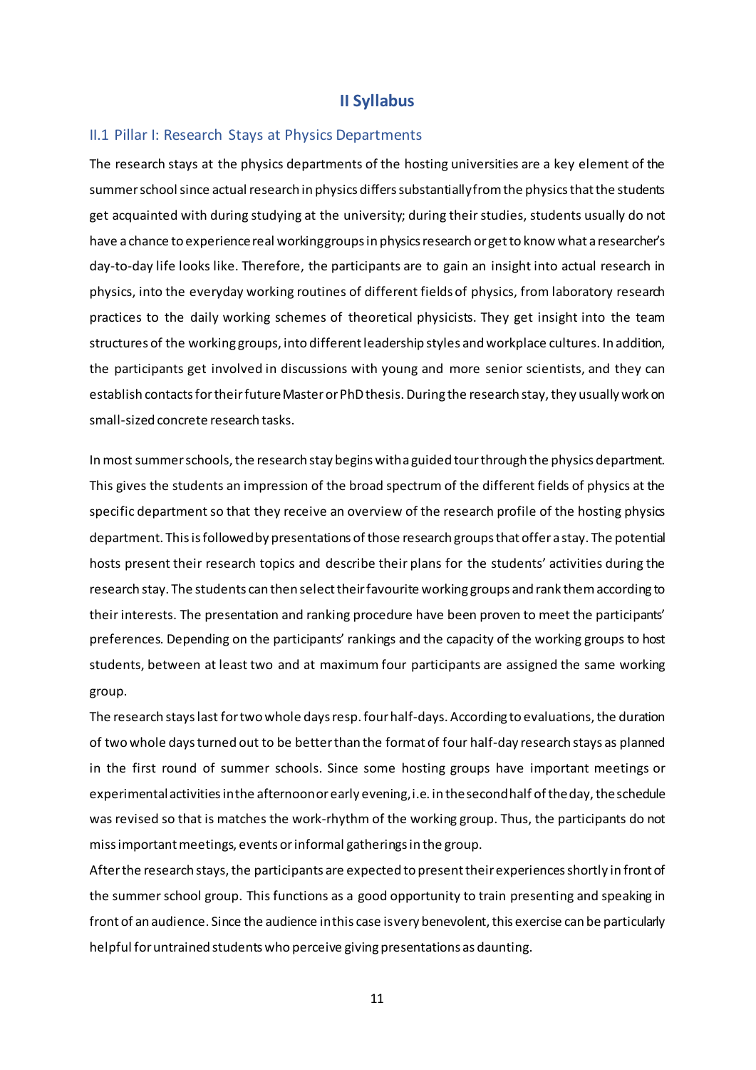# II Syllabus

## II.1 Pillar I: Research Stays at Physics Departments

The research stays at the physics departments of the hosting universities are a key element of the summer school since actual research in physics differs substantially from the physics that the students get acquainted with during studying at the university; during their studies, students usually do not have a chance to experience real working groups in physics research or get to know what a researcher's day-to-day life looks like. Therefore, the participants are to gain an insight into actual research in physics, into the everyday working routines of different fields of physics, from laboratory research practices to the daily working schemes of theoretical physicists. They get insight into the team structures of the working groups, into different leadership styles and workplace cultures. In addition, the participants get involved in discussions with young and more senior scientists, and they can establish contacts for their future Master or PhD thesis. During the research stay, they usually work on small-sized concrete research tasks.

In most summer schools, the research stay begins with a guided tour through the physics department. This gives the students an impression of the broad spectrum of the different fields of physics at the specific department so that they receive an overview of the research profile of the hosting physics department. This is followed by presentations of those research groups that offer a stay. The potential hosts present their research topics and describe their plans for the students' activities during the research stay. The students can then select their favourite working groups and rank them according to their interests. The presentation and ranking procedure have been proven to meet the participants' preferences. Depending on the participants' rankings and the capacity of the working groups to host students, between at least two and at maximum four participants are assigned the same working group.

The research stays last for two whole days resp. four half-days. According to evaluations, the duration of two whole days turned out to be better than the format of four half-day research stays as planned in the first round of summer schools. Since some hosting groups have important meetings or experimental activities in the afternoon or early evening, i.e. in the second half of the day, the schedule was revised so that is matches the work-rhythm of the working group. Thus, the participants do not miss important meetings, events or informal gatherings in the group.

After the research stays, the participants are expected to present their experiences shortly in front of the summer school group. This functions as a good opportunity to train presenting and speaking in front of an audience. Since the audience in this case is very benevolent, this exercise can be particularly helpful for untrained students who perceive giving presentations as daunting.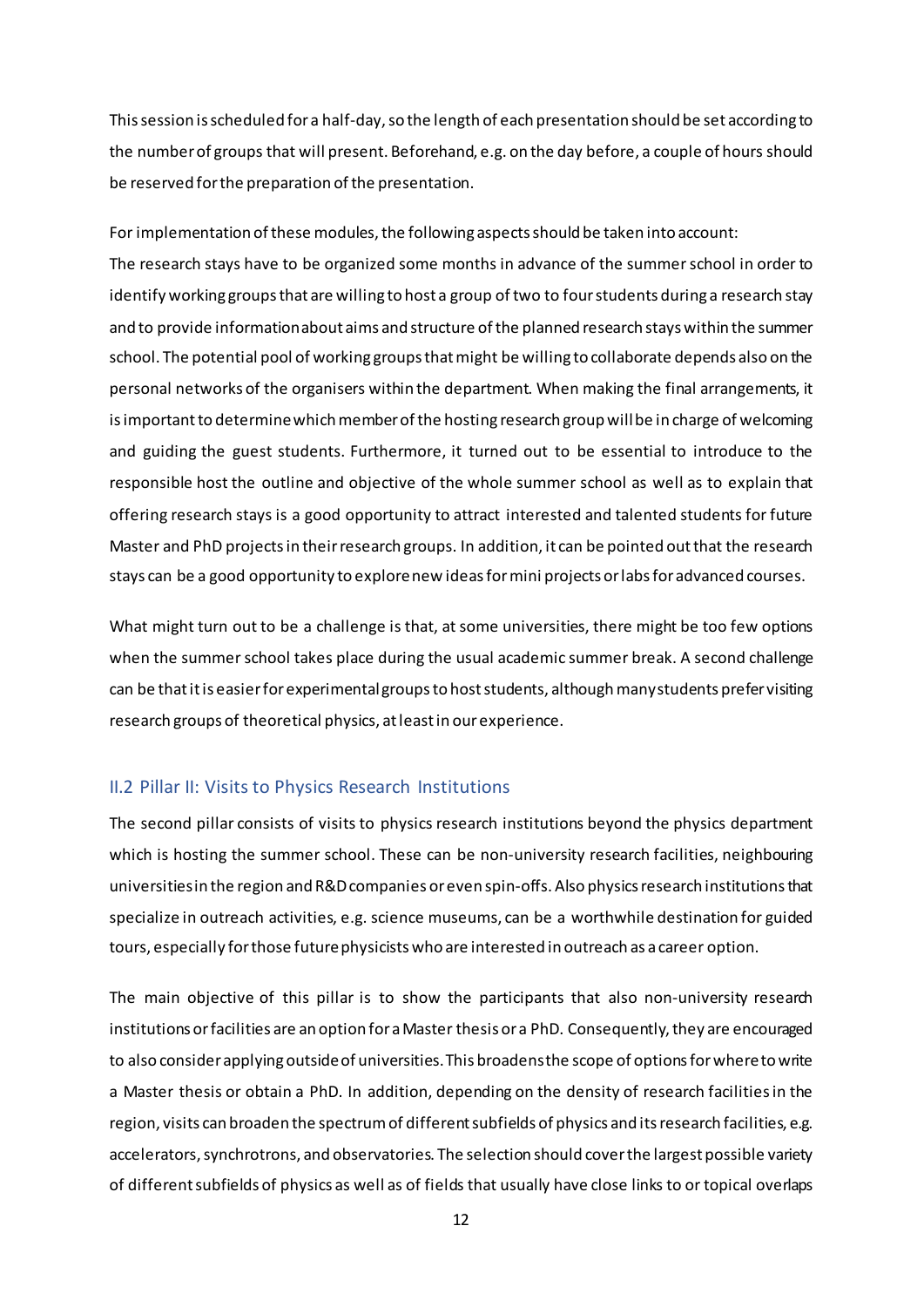This session is scheduled for a half-day, so the length of each presentation should be set according to the number of groups that will present. Beforehand, e.g. on the day before, a couple of hours should be reserved for the preparation of the presentation.

For implementation of these modules, the following aspects should be taken into account:
The research stays have to be organized some months in advance of the summer school in order to identify working groups that are willing to host a group of two to four students during a research stay and to provide information about aims and structure of the planned research stays within the summer school. The potential pool of working groups that might be willing to collaborate depends also on the personal networks of the organisers within the department. When making the final arrangements, it is important to determine which member of the hosting research group will be in charge of welcoming and guiding the guest students. Furthermore, it turned out to be essential to introduce to the responsible host the outline and objective of the whole summer school as well as to explain that offering research stays is a good opportunity to attract interested and talented students for future Master and PhD projects in their research groups. In addition, it can be pointed out that the research stays can be a good opportunity to explore new ideas for mini projects or labs for advanced courses.

What might turn out to be a challenge is that, at some universities, there might be too few options when the summer school takes place during the usual academic summer break. A second challenge can be that it is easier for experimental groups to host students, although many students prefer visiting research groups of theoretical physics, at least in our experience.

## II.2 Pillar II: Visits to Physics Research Institutions

The second pillar consists of visits to physics research institutions beyond the physics department which is hosting the summer school. These can be non-university research facilities, neighbouring universities in the region and R&D companies or even spin-offs. Also physics research institutions that specialize in outreach activities, e.g. science museums, can be a worthwhile destination for guided tours, especially for those future physicists who are interested in outreach as a career option.

The main objective of this pillar is to show the participants that also non-university research institutions or facilities are an option for a Master thesis or a PhD. Consequently, they are encouraged to also consider applying outside of universities. This broadens the scope of options for where to write a Master thesis or obtain a PhD. In addition, depending on the density of research facilities in the region, visits can broaden the spectrum of different subfields of physics and its research facilities, e.g. accelerators, synchrotrons, and observatories. The selection should cover the largest possible variety of different subfields of physics as well as of fields that usually have close links to or topical overlaps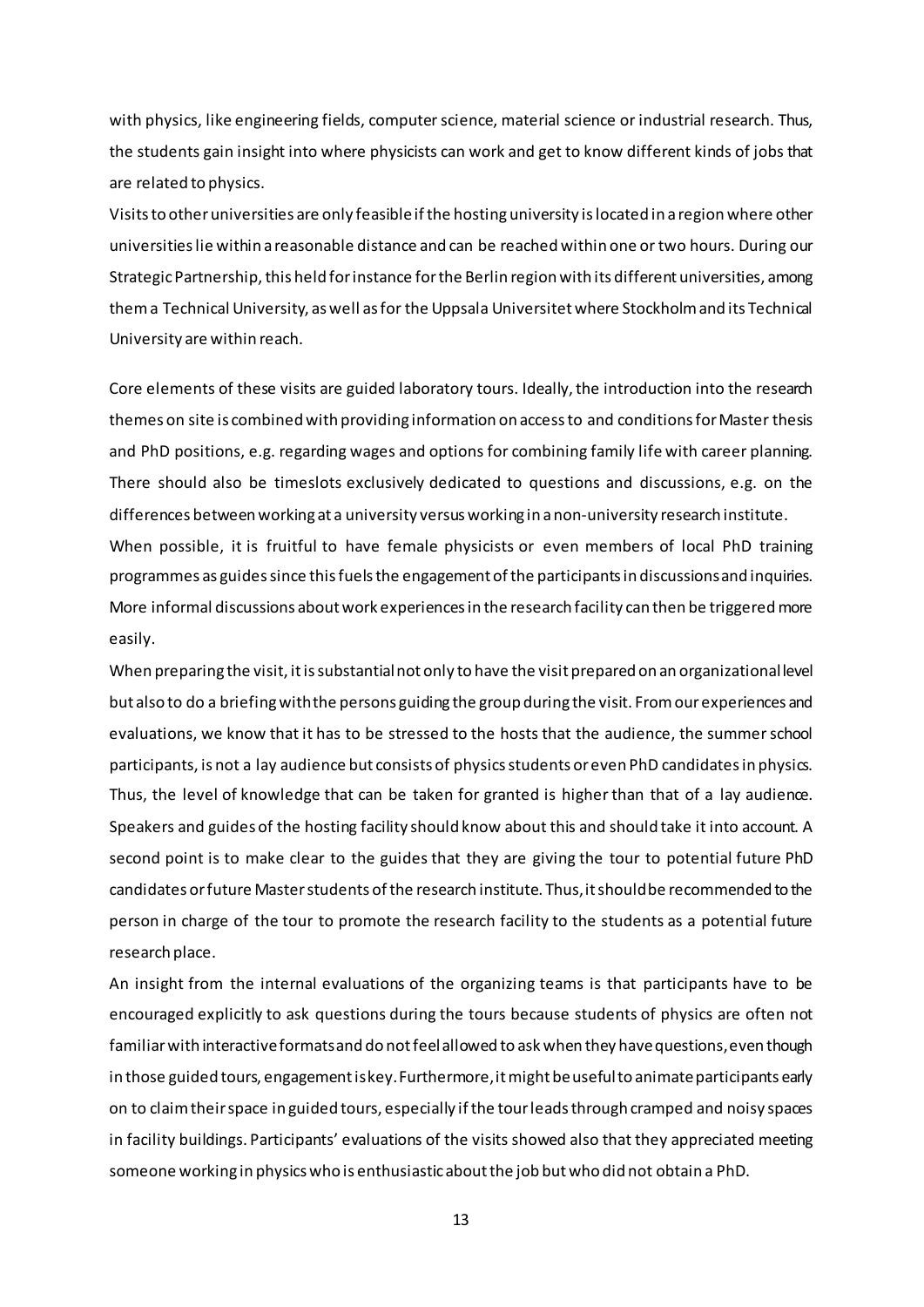with physics, like engineering fields, computer science, material science or industrial research. Thus, the students gain insight into where physicists can work and get to know different kinds of jobs that are related to physics.

Visits to other universities are only feasible if the hosting university is located in a region where other universities lie within a reasonable distance and can be reached within one or two hours. During our Strategic Partnership, this held for instance for the Berlin region with its different universities, among them a Technical University, as well as for the Uppsala Universitet where Stockholm and its Technical University are within reach.

Core elements of these visits are guided laboratory tours. Ideally, the introduction into the research themes on site is combined with providing information on access to and conditions for Master thesis and PhD positions, e.g. regarding wages and options for combining family life with career planning. There should also be timeslots exclusively dedicated to questions and discussions, e.g. on the differences between working at a university versus working in a non-university research institute.

When possible, it is fruitful to have female physicists or even members of local PhD training programmes as guides since this fuels the engagement of the participants in discussions and inquiries. More informal discussions about work experiences in the research facility can then be triggered more easily.

When preparing the visit, it is substantial not only to have the visit prepared on an organizational level but also to do a briefing with the persons guiding the group during the visit. From our experiences and evaluations, we know that it has to be stressed to the hosts that the audience, the summer school participants, is not a lay audience but consists of physics students or even PhD candidates in physics. Thus, the level of knowledge that can be taken for granted is higher than that of a lay audience. Speakers and guides of the hosting facility should know about this and should take it into account. A second point is to make clear to the guides that they are giving the tour to potential future PhD candidates or future Master students of the research institute. Thus, it should be recommended to the person in charge of the tour to promote the research facility to the students as a potential future research place.

An insight from the internal evaluations of the organizing teams is that participants have to be encouraged explicitly to ask questions during the tours because students of physics are often not familiar with interactive formats and do not feel allowed to ask when they have questions, even though in those guided tours, engagement is key. Furthermore, it might be useful to animate participants early on to claim their space in guided tours, especially if the tour leads through cramped and noisy spaces in facility buildings. Participants' evaluations of the visits showed also that they appreciated meeting someone working in physics who is enthusiastic about the job but who did not obtain a PhD.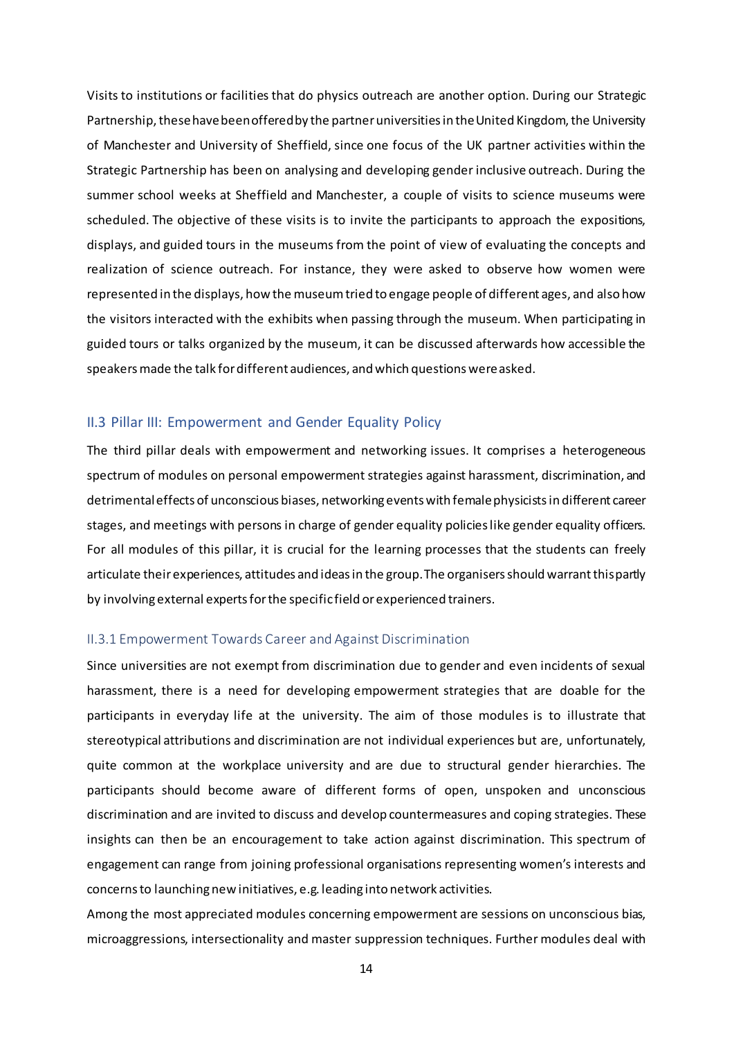Visits to institutions or facilities that do physics outreach are another option. During our Strategic Partnership, these have been offered by the partner universities in the United Kingdom, the University of Manchester and University of Sheffield, since one focus of the UK partner activities within the Strategic Partnership has been on analysing and developing gender inclusive outreach. During the summer school weeks at Sheffield and Manchester, a couple of visits to science museums were scheduled. The objective of these visits is to invite the participants to approach the expositions, displays, and guided tours in the museums from the point of view of evaluating the concepts and realization of science outreach. For instance, they were asked to observe how women were represented in the displays, how the museum tried to engage people of different ages, and also how the visitors interacted with the exhibits when passing through the museum. When participating in guided tours or talks organized by the museum, it can be discussed afterwards how accessible the speakers made the talk for different audiences, and which questions were asked.

## II.3 Pillar III: Empowerment and Gender Equality Policy

The third pillar deals with empowerment and networking issues. It comprises a heterogeneous spectrum of modules on personal empowerment strategies against harassment, discrimination, and detrimental effects of unconscious biases, networking events with female physicists in different career stages, and meetings with persons in charge of gender equality policies like gender equality officers. For all modules of this pillar, it is crucial for the learning processes that the students can freely articulate their experiences, attitudes and ideas in the group. The organisers should warrant this partly by involving external experts for the specific field or experienced trainers.

### II.3.1 Empowerment Towards Career and Against Discrimination

Since universities are not exempt from discrimination due to gender and even incidents of sexual harassment, there is a need for developing empowerment strategies that are doable for the participants in everyday life at the university. The aim of those modules is to illustrate that stereotypical attributions and discrimination are not individual experiences but are, unfortunately, quite common at the workplace university and are due to structural gender hierarchies. The participants should become aware of different forms of open, unspoken and unconscious discrimination and are invited to discuss and develop countermeasures and coping strategies. These insights can then be an encouragement to take action against discrimination. This spectrum of engagement can range from joining professional organisations representing women's interests and concerns to launching new initiatives, e.g. leading into network activities.

Among the most appreciated modules concerning empowerment are sessions on unconscious bias, microaggressions, intersectionality and master suppression techniques. Further modules deal with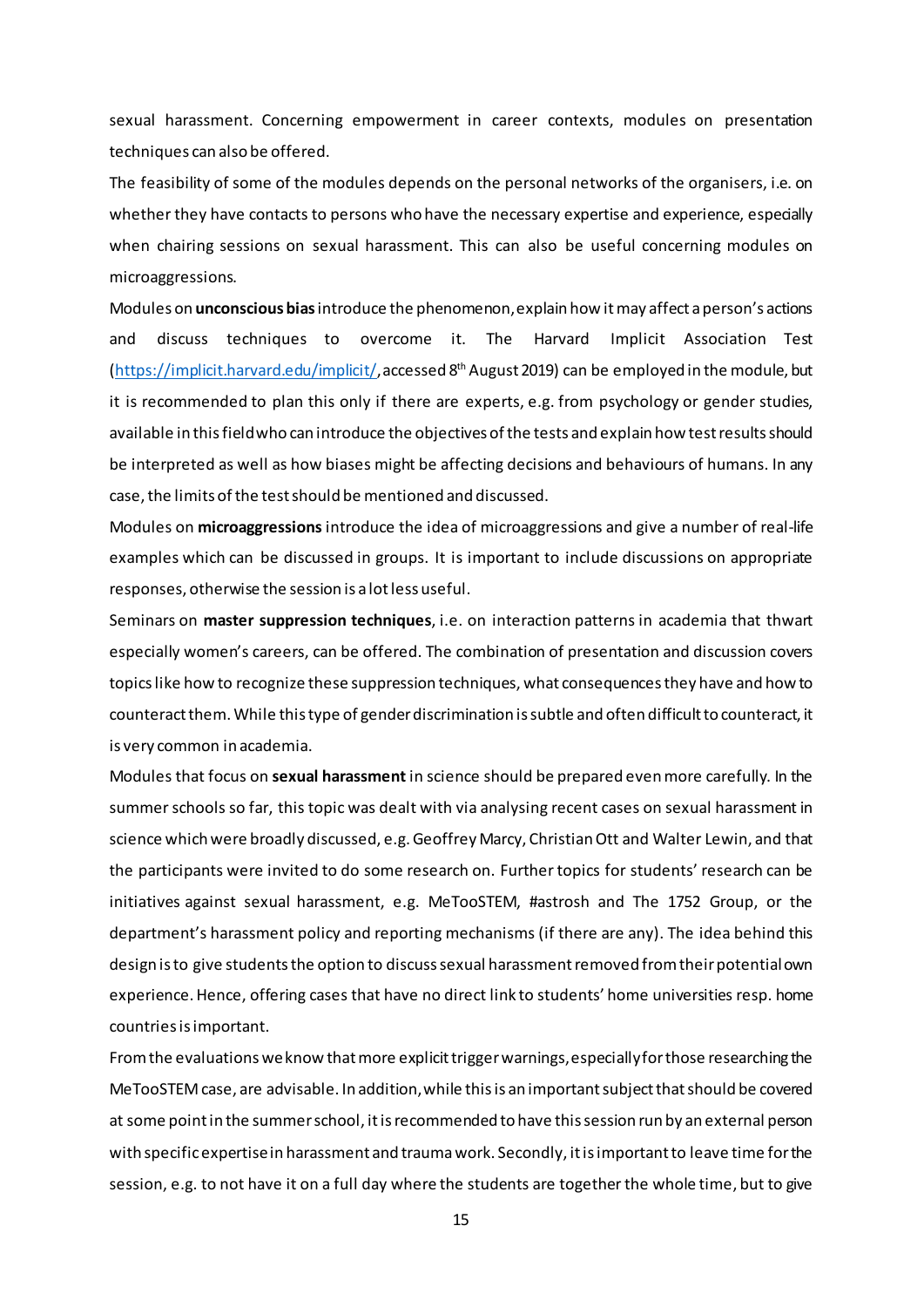sexual harassment. Concerning empowerment in career contexts, modules on presentation techniques can also be offered.

The feasibility of some of the modules depends on the personal networks of the organisers, i.e. on whether they have contacts to persons who have the necessary expertise and experience, especially when chairing sessions on sexual harassment. This can also be useful concerning modules on microaggressions.

Modules on **unconscious bias** introduce the phenomenon, explain how it may affect a person's actions and discuss techniques to overcome it. The Harvard Implicit Association Test (https://implicit.harvard.edu/implicit/, accessed 8th August 2019) can be employed in the module, but it is recommended to plan this only if there are experts, e.g. from psychology or gender studies, available in this field who can introduce the objectives of the tests and explain how test results should be interpreted as well as how biases might be affecting decisions and behaviours of humans. In any case, the limits of the test should be mentioned and discussed.

Modules on **microaggressions** introduce the idea of microaggressions and give a number of real-life examples which can be discussed in groups. It is important to include discussions on appropriate responses, otherwise the session is a lot less useful.

Seminars on **master suppression techniques**, i.e. on interaction patterns in academia that thwart especially women's careers, can be offered. The combination of presentation and discussion covers topics like how to recognize these suppression techniques, what consequences they have and how to counteract them. While this type of gender discrimination is subtle and often difficult to counteract, it is very common in academia.

Modules that focus on **sexual harassment** in science should be prepared even more carefully. In the summer schools so far, this topic was dealt with via analysing recent cases on sexual harassment in science which were broadly discussed, e.g. Geoffrey Marcy, Christian Ott and Walter Lewin, and that the participants were invited to do some research on. Further topics for students' research can be initiatives against sexual harassment, e.g. MeTooSTEM, #astrosh and The 1752 Group, or the department's harassment policy and reporting mechanisms (if there are any). The idea behind this design is to give students the option to discuss sexual harassment removed from their potential own experience. Hence, offering cases that have no direct link to students' home universities resp. home countries is important.

From the evaluations we know that more explicit trigger warnings, especially for those researching the MeTooSTEM case, are advisable. In addition, while this is an important subject that should be covered at some point in the summer school, it is recommended to have this session run by an external person with specific expertise in harassment and trauma work. Secondly, it is important to leave time for the session, e.g. to not have it on a full day where the students are together the whole time, but to give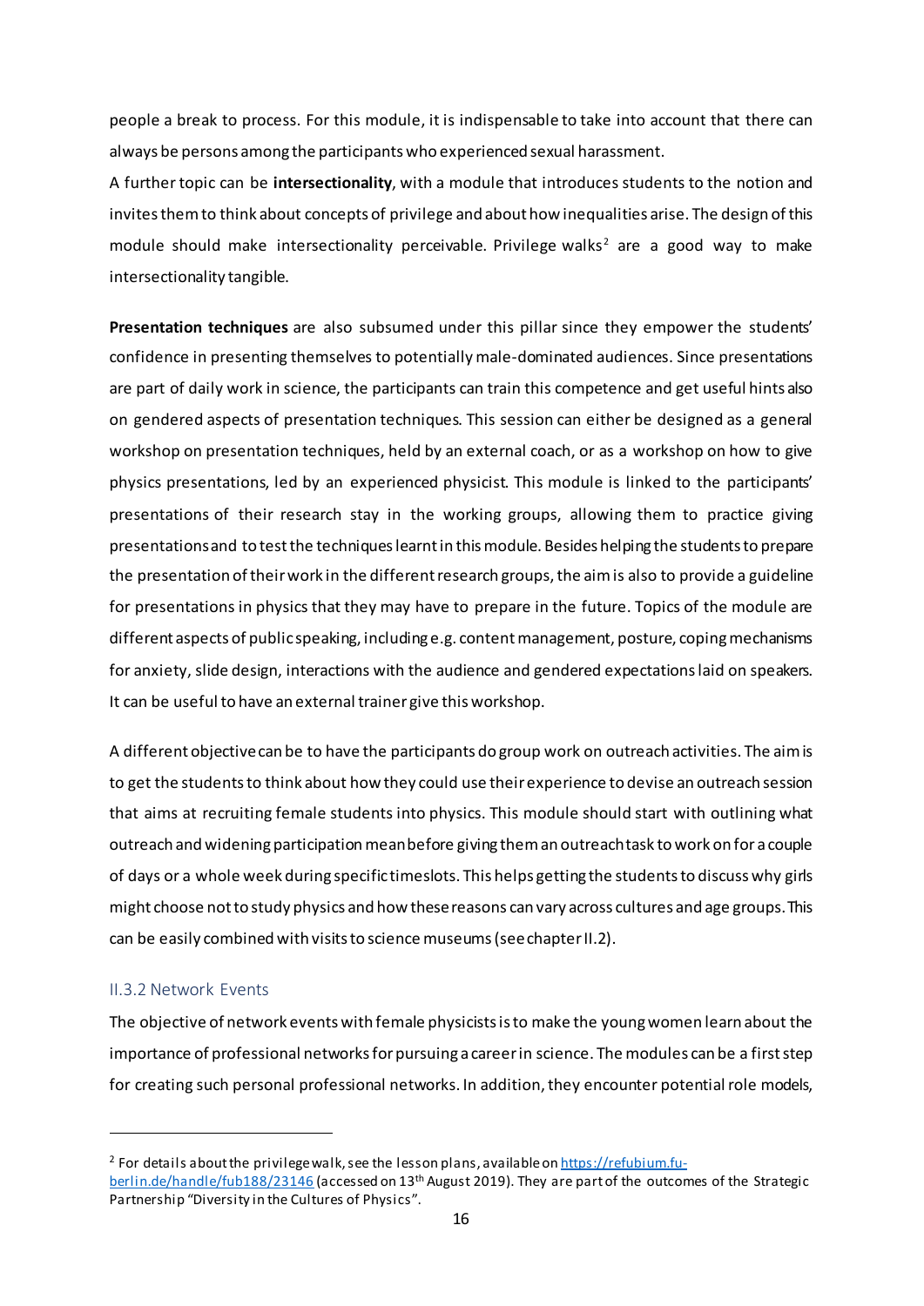people a break to process. For this module, it is indispensable to take into account that there can always be persons among the participants who experienced sexual harassment.

A further topic can be **intersectionality**, with a module that introduces students to the notion and invites them to think about concepts of privilege and about how inequalities arise. The design of this module should make intersectionality perceivable. Privilege walks[2] are a good way to make intersectionality tangible.

**Presentation techniques** are also subsumed under this pillar since they empower the students' confidence in presenting themselves to potentially male-dominated audiences. Since presentations are part of daily work in science, the participants can train this competence and get useful hints also on gendered aspects of presentation techniques. This session can either be designed as a general workshop on presentation techniques, held by an external coach, or as a workshop on how to give physics presentations, led by an experienced physicist. This module is linked to the participants' presentations of their research stay in the working groups, allowing them to practice giving presentations and to test the techniques learnt in this module. Besides helping the students to prepare the presentation of their work in the different research groups, the aim is also to provide a guideline for presentations in physics that they may have to prepare in the future. Topics of the module are different aspects of public speaking, including e.g. content management, posture, coping mechanisms for anxiety, slide design, interactions with the audience and gendered expectations laid on speakers. It can be useful to have an external trainer give this workshop.

A different objective can be to have the participants do group work on outreach activities. The aim is to get the students to think about how they could use their experience to devise an outreach session that aims at recruiting female students into physics. This module should start with outlining what outreach and widening participation mean before giving them an outreach task to work on for a couple of days or a whole week during specific timeslots. This helps getting the students to discuss why girls might choose not to study physics and how these reasons can vary across cultures and age groups. This can be easily combined with visits to science museums (see chapter II.2).

### II.3.2 Network Events

The objective of network events with female physicists is to make the young women learn about the importance of professional networks for pursuing a career in science. The modules can be a first step for creating such personal professional networks. In addition, they encounter potential role models,

---

[2] For details about the privilege walk, see the lesson plans, available on [https://refubium.fu-berlin.de/handle/fub188/23146](https://refubium.fu-berlin.de/handle/fub188/23146) (accessed on 13th August 2019). They are part of the outcomes of the Strategic Partnership "Diversity in the Cultures of Physics".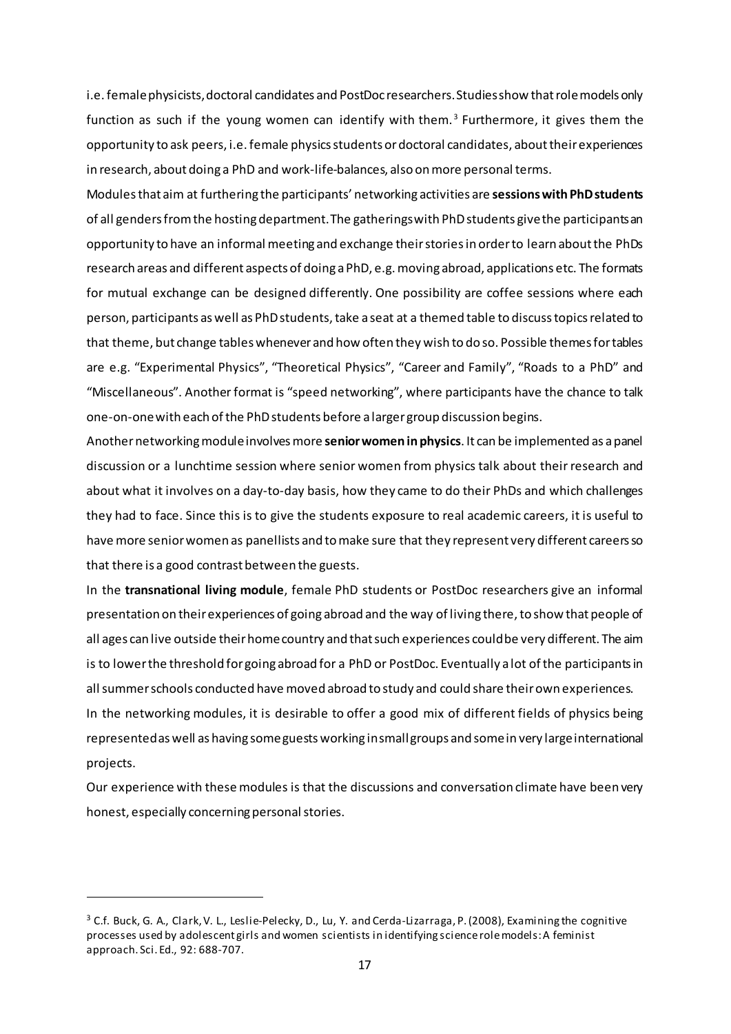i.e. female physicists, doctoral candidates and PostDoc researchers. Studies show that role models only function as such if the young women can identify with them.[3] Furthermore, it gives them the opportunity to ask peers, i.e. female physics students or doctoral candidates, about their experiences in research, about doing a PhD and work-life-balances, also on more personal terms.

Modules that aim at furthering the participants' networking activities are **sessions with PhD students** of all genders from the hosting department. The gatherings with PhD students give the participants an opportunity to have an informal meeting and exchange their stories in order to learn about the PhDs research areas and different aspects of doing a PhD, e.g. moving abroad, applications etc. The formats for mutual exchange can be designed differently. One possibility are coffee sessions where each person, participants as well as PhD students, take a seat at a themed table to discuss topics related to that theme, but change tables whenever and how often they wish to do so. Possible themes for tables are e.g. "Experimental Physics", "Theoretical Physics", "Career and Family", "Roads to a PhD" and "Miscellaneous". Another format is "speed networking", where participants have the chance to talk one-on-one with each of the PhD students before a larger group discussion begins.

Another networking module involves more **senior women in physics**. It can be implemented as a panel discussion or a lunchtime session where senior women from physics talk about their research and about what it involves on a day-to-day basis, how they came to do their PhDs and which challenges they had to face. Since this is to give the students exposure to real academic careers, it is useful to have more senior women as panellists and to make sure that they represent very different careers so that there is a good contrast between the guests.

In the **transnational living module**, female PhD students or PostDoc researchers give an informal presentation on their experiences of going abroad and the way of living there, to show that people of all ages can live outside their home country and that such experiences could be very different. The aim is to lower the threshold for going abroad for a PhD or PostDoc. Eventually a lot of the participants in all summer schools conducted have moved abroad to study and could share their own experiences.

In the networking modules, it is desirable to offer a good mix of different fields of physics being represented as well as having some guests working in small groups and some in very large international projects.

Our experience with these modules is that the discussions and conversation climate have been very honest, especially concerning personal stories.

[3] C.f. Buck, G. A., Clark, V. L., Leslie-Pelecky, D., Lu, Y. and Cerda-Lizarraga, P. (2008), Examining the cognitive processes used by adolescent girls and women scientists in identifying science role models: A feminist approach. Sci. Ed., 92: 688-707.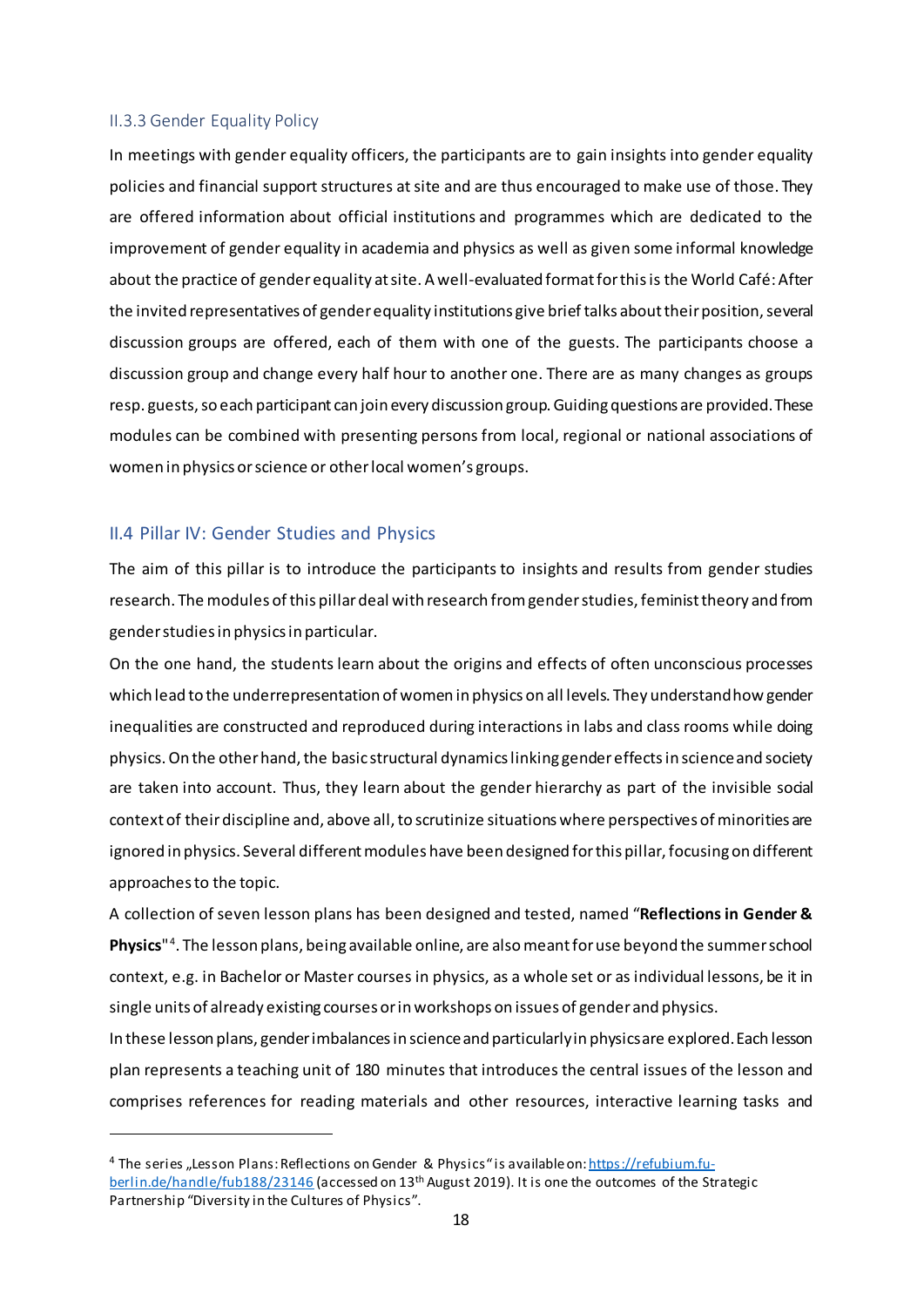### II.3.3 Gender Equality Policy

In meetings with gender equality officers, the participants are to gain insights into gender equality policies and financial support structures at site and are thus encouraged to make use of those. They are offered information about official institutions and programmes which are dedicated to the improvement of gender equality in academia and physics as well as given some informal knowledge about the practice of gender equality at site. A well-evaluated format for this is the World Café: After the invited representatives of gender equality institutions give brief talks about their position, several discussion groups are offered, each of them with one of the guests. The participants choose a discussion group and change every half hour to another one. There are as many changes as groups resp. guests, so each participant can join every discussion group. Guiding questions are provided. These modules can be combined with presenting persons from local, regional or national associations of women in physics or science or other local women's groups.

## II.4 Pillar IV: Gender Studies and Physics

The aim of this pillar is to introduce the participants to insights and results from gender studies research. The modules of this pillar deal with research from gender studies, feminist theory and from gender studies in physics in particular.

On the one hand, the students learn about the origins and effects of often unconscious processes which lead to the underrepresentation of women in physics on all levels. They understand how gender inequalities are constructed and reproduced during interactions in labs and class rooms while doing physics. On the other hand, the basic structural dynamics linking gender effects in science and society are taken into account. Thus, they learn about the gender hierarchy as part of the invisible social context of their discipline and, above all, to scrutinize situations where perspectives of minorities are ignored in physics. Several different modules have been designed for this pillar, focusing on different approaches to the topic.

A collection of seven lesson plans has been designed and tested, named "**Reflections in Gender & Physics**"[4]. The lesson plans, being available online, are also meant for use beyond the summer school context, e.g. in Bachelor or Master courses in physics, as a whole set or as individual lessons, be it in single units of already existing courses or in workshops on issues of gender and physics.

In these lesson plans, gender imbalances in science and particularly in physics are explored. Each lesson plan represents a teaching unit of 180 minutes that introduces the central issues of the lesson and comprises references for reading materials and other resources, interactive learning tasks and

---

[4] The series „Lesson Plans: Reflections on Gender & Physics" is available on: https://refubium.fu-berlin.de/handle/fub188/23146 (accessed on 13th August 2019). It is one the outcomes of the Strategic Partnership "Diversity in the Cultures of Physics".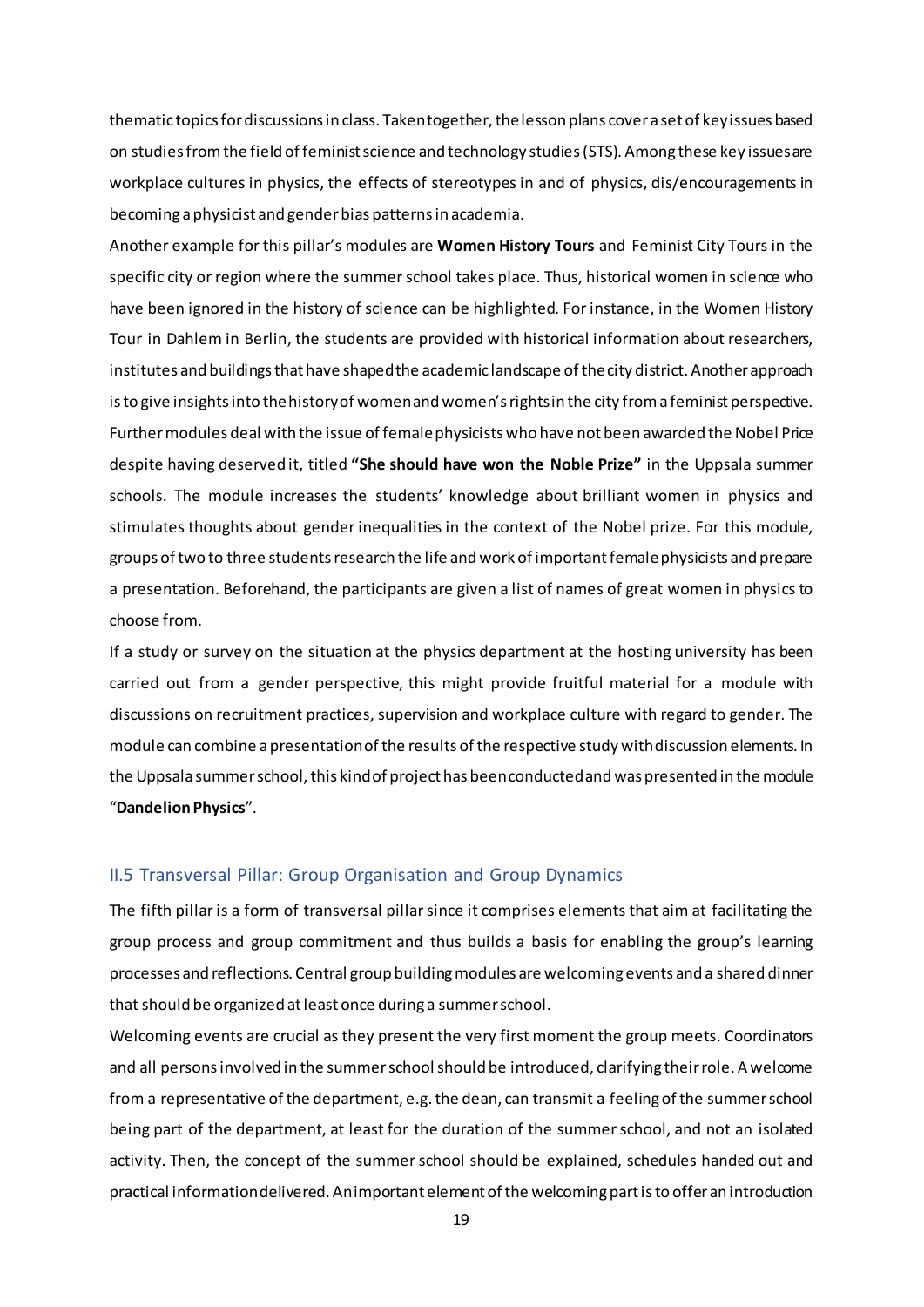thematic topics for discussions in class. Taken together, the lesson plans cover a set of key issues based on studies from the field of feminist science and technology studies (STS). Among these key issues are workplace cultures in physics, the effects of stereotypes in and of physics, dis/encouragements in becoming a physicist and gender bias patterns in academia.

Another example for this pillar's modules are **Women History Tours** and Feminist City Tours in the specific city or region where the summer school takes place. Thus, historical women in science who have been ignored in the history of science can be highlighted. For instance, in the Women History Tour in Dahlem in Berlin, the students are provided with historical information about researchers, institutes and buildings that have shaped the academic landscape of the city district. Another approach is to give insights into the history of women and women's rights in the city from a feminist perspective. Further modules deal with the issue of female physicists who have not been awarded the Nobel Price despite having deserved it, titled **"She should have won the Noble Prize"** in the Uppsala summer schools. The module increases the students' knowledge about brilliant women in physics and stimulates thoughts about gender inequalities in the context of the Nobel prize. For this module, groups of two to three students research the life and work of important female physicists and prepare a presentation. Beforehand, the participants are given a list of names of great women in physics to choose from.

If a study or survey on the situation at the physics department at the hosting university has been carried out from a gender perspective, this might provide fruitful material for a module with discussions on recruitment practices, supervision and workplace culture with regard to gender. The module can combine a presentation of the results of the respective study with discussion elements. In the Uppsala summer school, this kind of project has been conducted and was presented in the module "**Dandelion Physics**".

## II.5 Transversal Pillar: Group Organisation and Group Dynamics

The fifth pillar is a form of transversal pillar since it comprises elements that aim at facilitating the group process and group commitment and thus builds a basis for enabling the group's learning processes and reflections. Central group building modules are welcoming events and a shared dinner that should be organized at least once during a summer school.

Welcoming events are crucial as they present the very first moment the group meets. Coordinators and all persons involved in the summer school should be introduced, clarifying their role. A welcome from a representative of the department, e.g. the dean, can transmit a feeling of the summer school being part of the department, at least for the duration of the summer school, and not an isolated activity. Then, the concept of the summer school should be explained, schedules handed out and practical information delivered. An important element of the welcoming part is to offer an introduction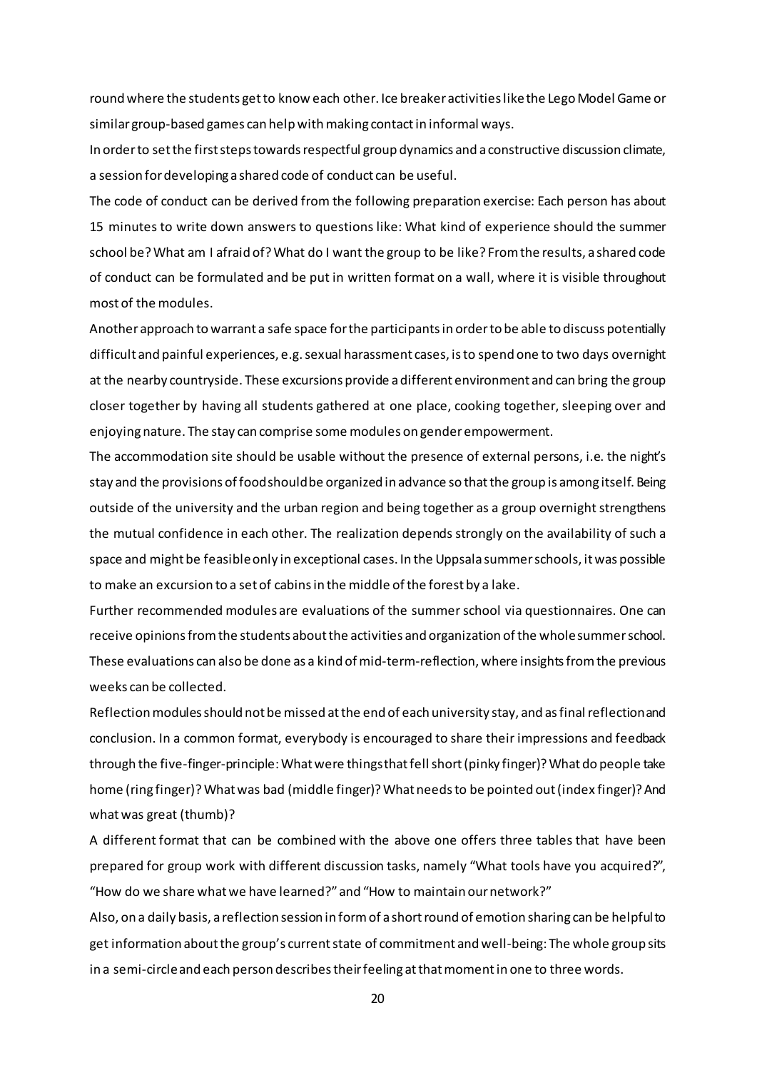round where the students get to know each other. Ice breaker activities like the Lego Model Game or similar group-based games can help with making contact in informal ways.

In order to set the first steps towards respectful group dynamics and a constructive discussion climate, a session for developing a shared code of conduct can be useful.

The code of conduct can be derived from the following preparation exercise: Each person has about 15 minutes to write down answers to questions like: What kind of experience should the summer school be? What am I afraid of? What do I want the group to be like? From the results, a shared code of conduct can be formulated and be put in written format on a wall, where it is visible throughout most of the modules.

Another approach to warrant a safe space for the participants in order to be able to discuss potentially difficult and painful experiences, e.g. sexual harassment cases, is to spend one to two days overnight at the nearby countryside. These excursions provide a different environment and can bring the group closer together by having all students gathered at one place, cooking together, sleeping over and enjoying nature. The stay can comprise some modules on gender empowerment.

The accommodation site should be usable without the presence of external persons, i.e. the night's stay and the provisions of food should be organized in advance so that the group is among itself. Being outside of the university and the urban region and being together as a group overnight strengthens the mutual confidence in each other. The realization depends strongly on the availability of such a space and might be feasible only in exceptional cases. In the Uppsala summer schools, it was possible to make an excursion to a set of cabins in the middle of the forest by a lake.

Further recommended modules are evaluations of the summer school via questionnaires. One can receive opinions from the students about the activities and organization of the whole summer school. These evaluations can also be done as a kind of mid-term-reflection, where insights from the previous weeks can be collected.

Reflection modules should not be missed at the end of each university stay, and as final reflection and conclusion. In a common format, everybody is encouraged to share their impressions and feedback through the five-finger-principle: What were things that fell short (pinky finger)? What do people take home (ring finger)? What was bad (middle finger)? What needs to be pointed out (index finger)? And what was great (thumb)?

A different format that can be combined with the above one offers three tables that have been prepared for group work with different discussion tasks, namely "What tools have you acquired?", "How do we share what we have learned?" and "How to maintain our network?"

Also, on a daily basis, a reflection session in form of a short round of emotion sharing can be helpful to get information about the group's current state of commitment and well-being: The whole group sits in a semi-circle and each person describes their feeling at that moment in one to three words.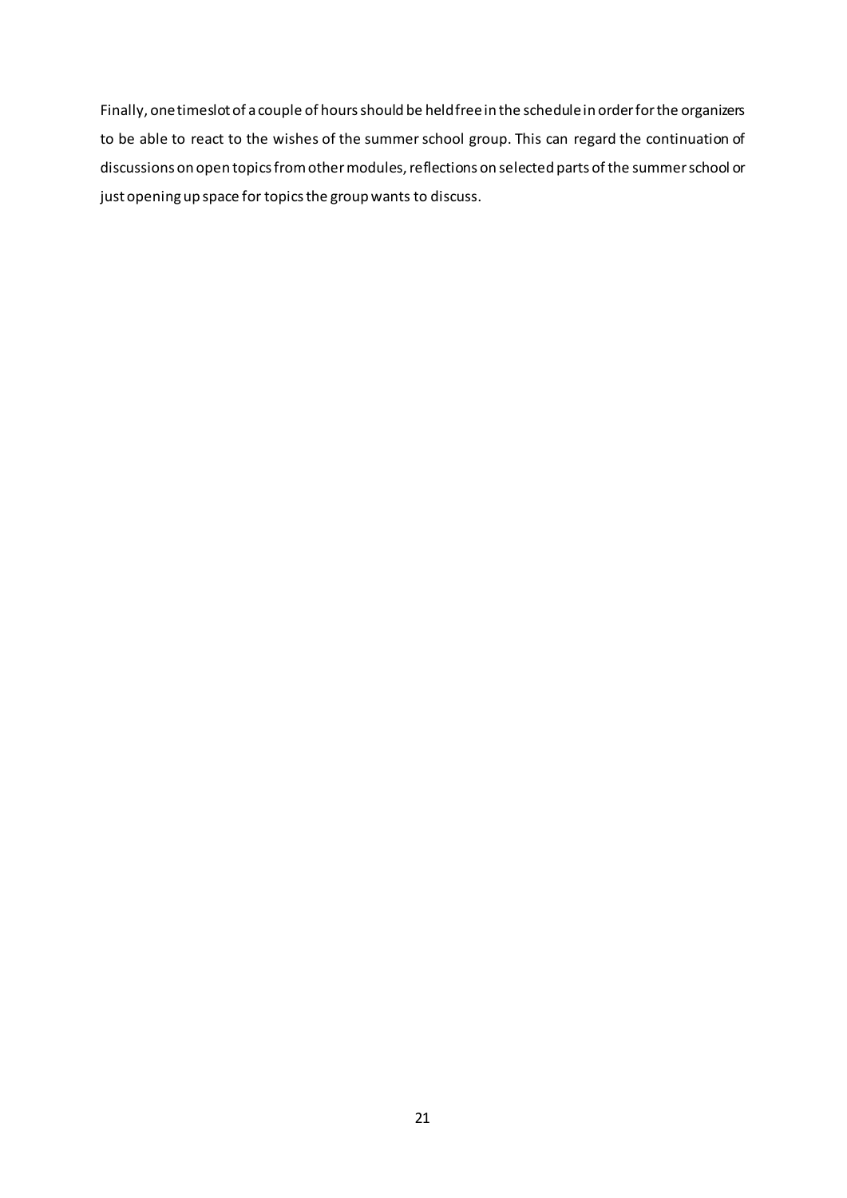Finally, one timeslot of a couple of hours should be held free in the schedule in order for the organizers to be able to react to the wishes of the summer school group. This can regard the continuation of discussions on open topics from other modules, reflections on selected parts of the summer school or just opening up space for topics the group wants to discuss.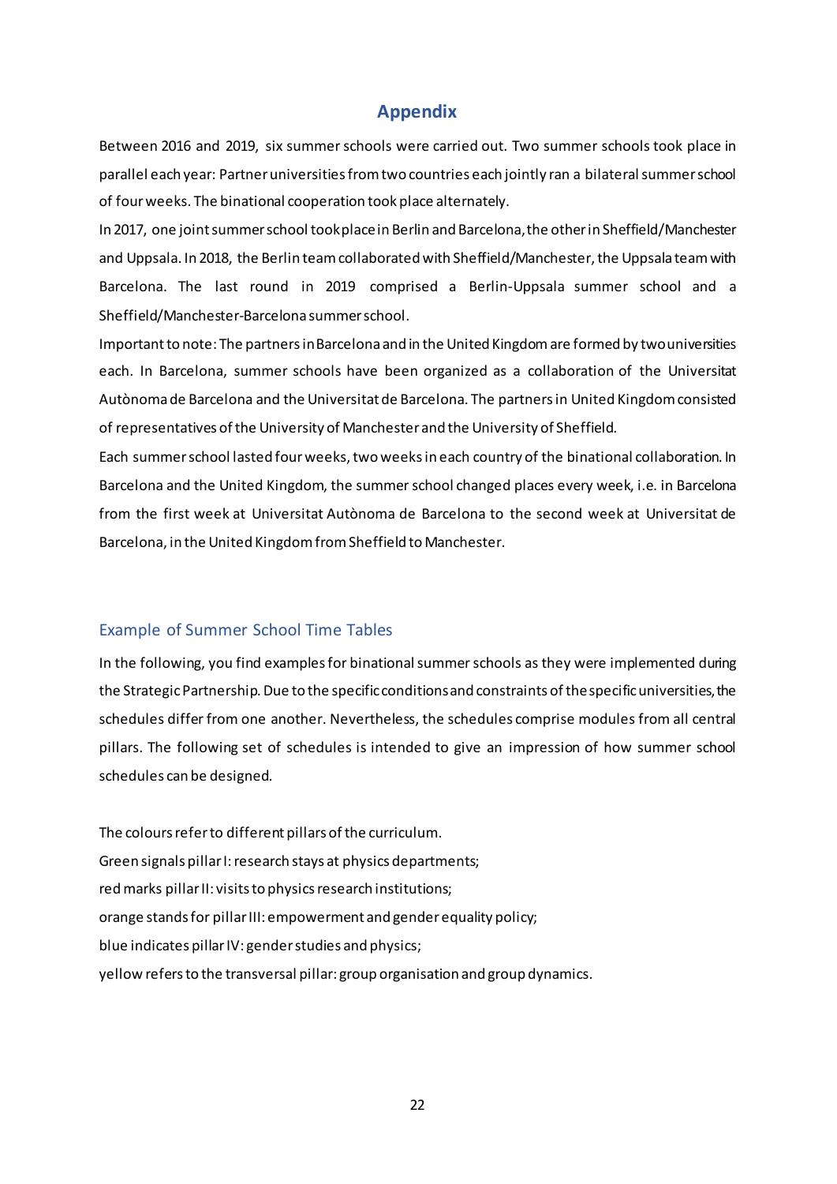# Appendix

Between 2016 and 2019, six summer schools were carried out. Two summer schools took place in parallel each year: Partner universities from two countries each jointly ran a bilateral summer school of four weeks. The binational cooperation took place alternately.

In 2017, one joint summer school took place in Berlin and Barcelona, the other in Sheffield/Manchester and Uppsala. In 2018, the Berlin team collaborated with Sheffield/Manchester, the Uppsala team with Barcelona. The last round in 2019 comprised a Berlin-Uppsala summer school and a Sheffield/Manchester-Barcelona summer school.

Important to note: The partners in Barcelona and in the United Kingdom are formed by two universities each. In Barcelona, summer schools have been organized as a collaboration of the Universitat Autònoma de Barcelona and the Universitat de Barcelona. The partners in United Kingdom consisted of representatives of the University of Manchester and the University of Sheffield.

Each summer school lasted four weeks, two weeks in each country of the binational collaboration. In Barcelona and the United Kingdom, the summer school changed places every week, i.e. in Barcelona from the first week at Universitat Autònoma de Barcelona to the second week at Universitat de Barcelona, in the United Kingdom from Sheffield to Manchester.

## Example of Summer School Time Tables

In the following, you find examples for binational summer schools as they were implemented during the Strategic Partnership. Due to the specific conditions and constraints of the specific universities, the schedules differ from one another. Nevertheless, the schedules comprise modules from all central pillars. The following set of schedules is intended to give an impression of how summer school schedules can be designed.

The colours refer to different pillars of the curriculum.
Green signals pillar I: research stays at physics departments;
red marks pillar II: visits to physics research institutions;
orange stands for pillar III: empowerment and gender equality policy;
blue indicates pillar IV: gender studies and physics;
yellow refers to the transversal pillar: group organisation and group dynamics.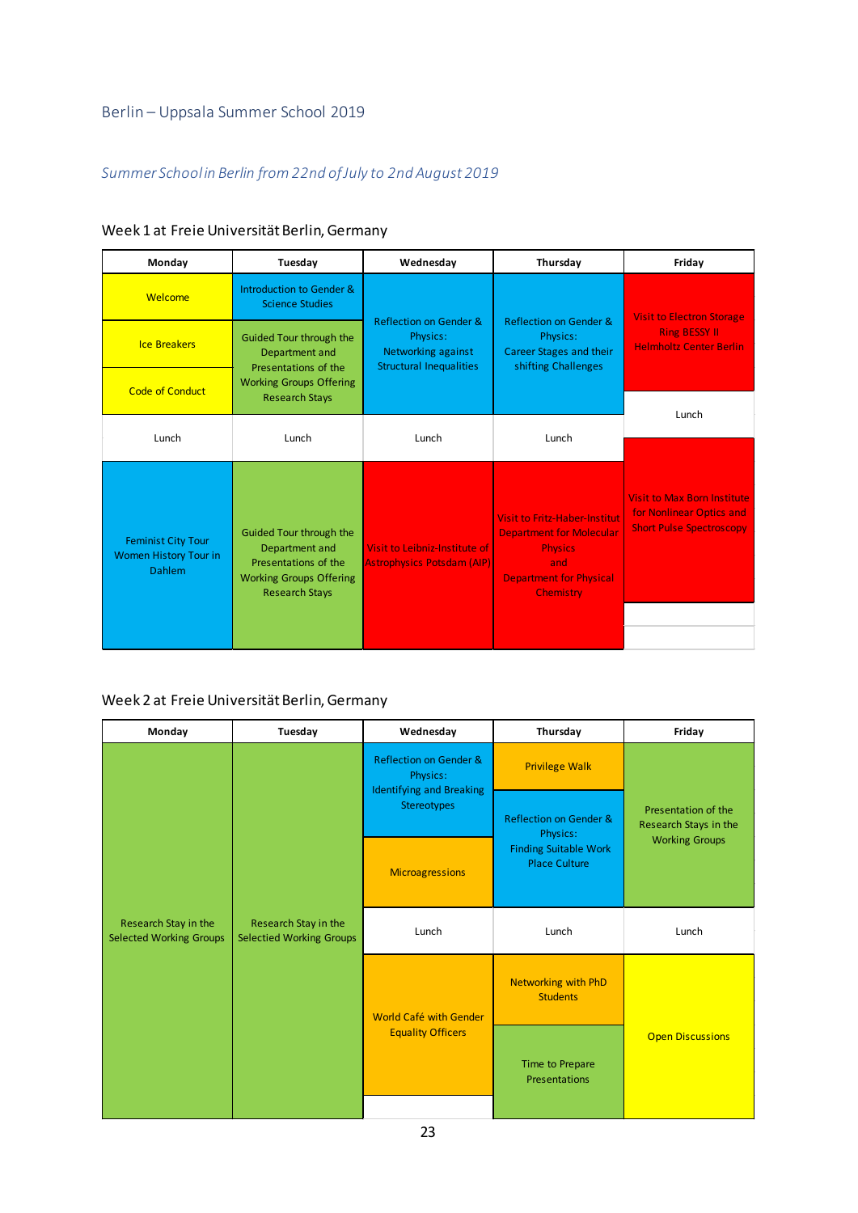Berlin – Uppsala Summer School 2019

*Summer School in Berlin from 22nd of July to 2nd August 2019*

Week 1 at Freie Universität Berlin, Germany

| Monday | Tuesday | Wednesday | Thursday | Friday |
|---|---|---|---|---|
| Welcome | Introduction to Gender & Science Studies | Reflection on Gender & Physics: Networking against Structural Inequalities | Reflection on Gender & Physics: Career Stages and their shifting Challenges | Visit to Electron Storage Ring BESSY II Helmholtz Center Berlin |
| Ice Breakers | Guided Tour through the Department and Presentations of the Working Groups Offering Research Stays | | | |
| Code of Conduct | | | | |
| Lunch | Lunch | Lunch | Lunch | Lunch |
| Feminist City Tour Women History Tour in Dahlem | Guided Tour through the Department and Presentations of the Working Groups Offering Research Stays | Visit to Leibniz-Institute of Astrophysics Potsdam (AIP) | Visit to Fritz-Haber-Institut Department for Molecular Physics and Department for Physical Chemistry | Visit to Max Born Institute for Nonlinear Optics and Short Pulse Spectroscopy |

Week 2 at Freie Universität Berlin, Germany

| Monday | Tuesday | Wednesday | Thursday | Friday |
|---|---|---|---|---|
| Research Stay in the Selected Working Groups | Research Stay in the Selectied Working Groups | Reflection on Gender & Physics: Identifying and Breaking Stereotypes | Privilege Walk | Presentation of the Research Stays in the Working Groups |
| | | Microagressions | Reflection on Gender & Physics: Finding Suitable Work Place Culture | |
| | | Lunch | Lunch | Lunch |
| | | World Café with Gender Equality Officers | Networking with PhD Students | Open Discussions |
| | | | Time to Prepare Presentations | |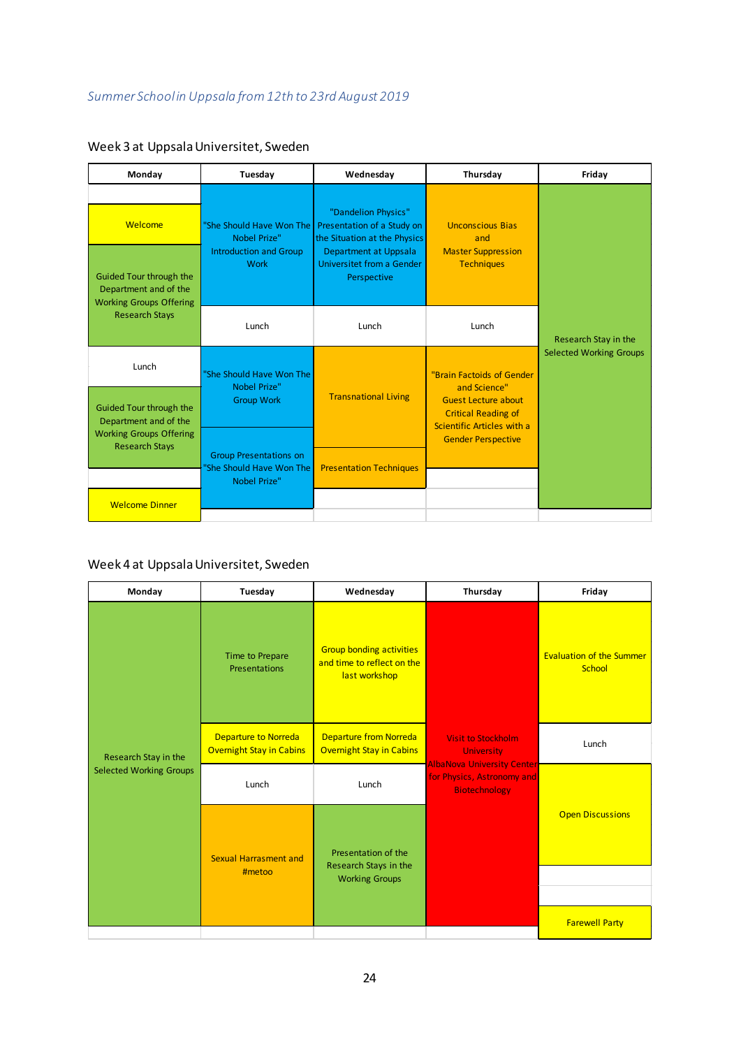*Summer School in Uppsala from 12th to 23rd August 2019*

Week 3 at Uppsala Universitet, Sweden

| Monday | Tuesday | Wednesday | Thursday | Friday |
|---|---|---|---|---|
| Welcome | "She Should Have Won The Nobel Prize" Introduction and Group Work | "Dandelion Physics" Presentation of a Study on the Situation at the Physics Department at Uppsala Universitet from a Gender Perspective | Unconscious Bias and Master Suppression Techniques | Research Stay in the Selected Working Groups |
| Guided Tour through the Department and of the Working Groups Offering Research Stays | | | | |
| | Lunch | Lunch | Lunch | |
| Lunch | "She Should Have Won The Nobel Prize" Group Work | Transnational Living | "Brain Factoids of Gender and Science" Guest Lecture about Critical Reading of Scientific Articles with a Gender Perspective | |
| Guided Tour through the Department and of the Working Groups Offering Research Stays | Group Presentations on "She Should Have Won The Nobel Prize" | Presentation Techniques | | |
| Welcome Dinner | | | | |

Week 4 at Uppsala Universitet, Sweden

| Monday | Tuesday | Wednesday | Thursday | Friday |
|---|---|---|---|---|
| Research Stay in the Selected Working Groups | Time to Prepare Presentations | Group bonding activities and time to reflect on the last workshop | Visit to Stockholm University AlbaNova University Center for Physics, Astronomy and Biotechnology | Evaluation of the Summer School |
| | Departure to Norreda Overnight Stay in Cabins | Departure from Norreda Overnight Stay in Cabins | | Lunch |
| | Lunch | Lunch | | Open Discussions |
| | Sexual Harrasment and #metoo | Presentation of the Research Stays in the Working Groups | | |
| | | | | Farewell Party |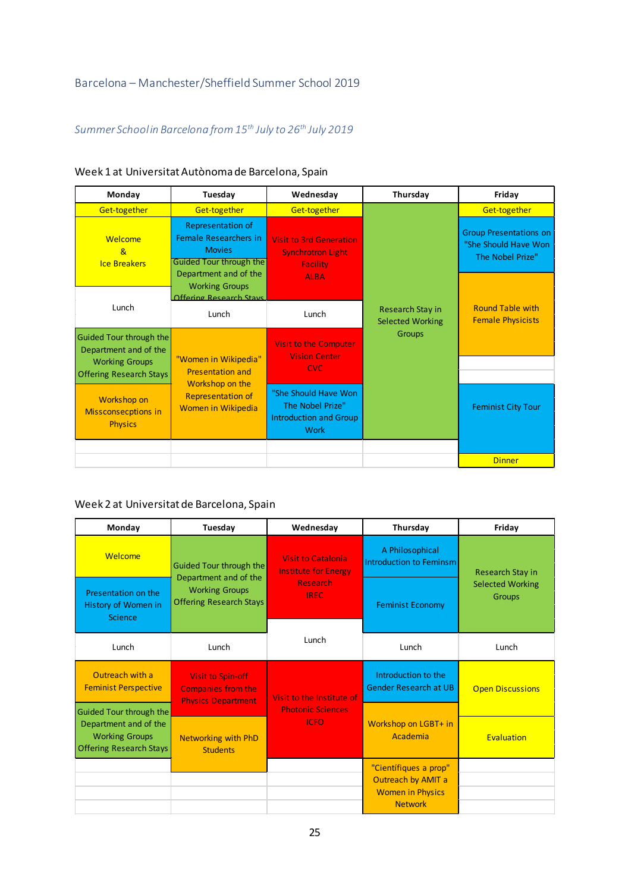Barcelona – Manchester/Sheffield Summer School 2019

*Summer School in Barcelona from 15th July to 26th July 2019*

Week 1 at Universitat Autònoma de Barcelona, Spain

| Monday | Tuesday | Wednesday | Thursday | Friday |
|---|---|---|---|---|
| Get-together | Get-together | Get-together | Research Stay in Selected Working Groups | Get-together |
| Welcome & Ice Breakers | Representation of Female Researchers in Movies | Visit to 3rd Generation Synchrotron Light Facility ALBA | | Group Presentations on "She Should Have Won The Nobel Prize" |
| | Guided Tour through the Department and of the Working Groups Offering Research Stays | | | |
| Lunch | Lunch | Lunch | | Round Table with Female Physicists |
| Guided Tour through the Department and of the Working Groups Offering Research Stays | "Women in Wikipedia" Presentation and Workshop on the Representation of Women in Wikipedia | Visit to the Computer Vision Center CVC | | |
| Workshop on Missconsecptions in Physics | | "She Should Have Won The Nobel Prize" Introduction and Group Work | | Feminist City Tour |
| | | | | Dinner |

Week 2 at Universitat de Barcelona, Spain

| Monday | Tuesday | Wednesday | Thursday | Friday |
|---|---|---|---|---|
| Welcome | Guided Tour through the Department and of the Working Groups Offering Research Stays | Visit to Catalonia Institute for Energy Research IREC | A Philosophical Introduction to Feminsm | Research Stay in Selected Working Groups |
| Presentation on the History of Women in Science | | | Feminist Economy | |
| Lunch | Lunch | Lunch | Lunch | Lunch |
| Outreach with a Feminist Perspective | Visit to Spin-off Companies from the Physics Department | Visit to the Institute of Photonic Sciences ICFO | Introduction to the Gender Research at UB | Open Discussions |
| Guided Tour through the Department and of the Working Groups Offering Research Stays | Networking with PhD Students | | Workshop on LGBT+ in Academia | Evaluation |
| | | | "Cientifiques a prop" Outreach by AMIT a Women in Physics Network | |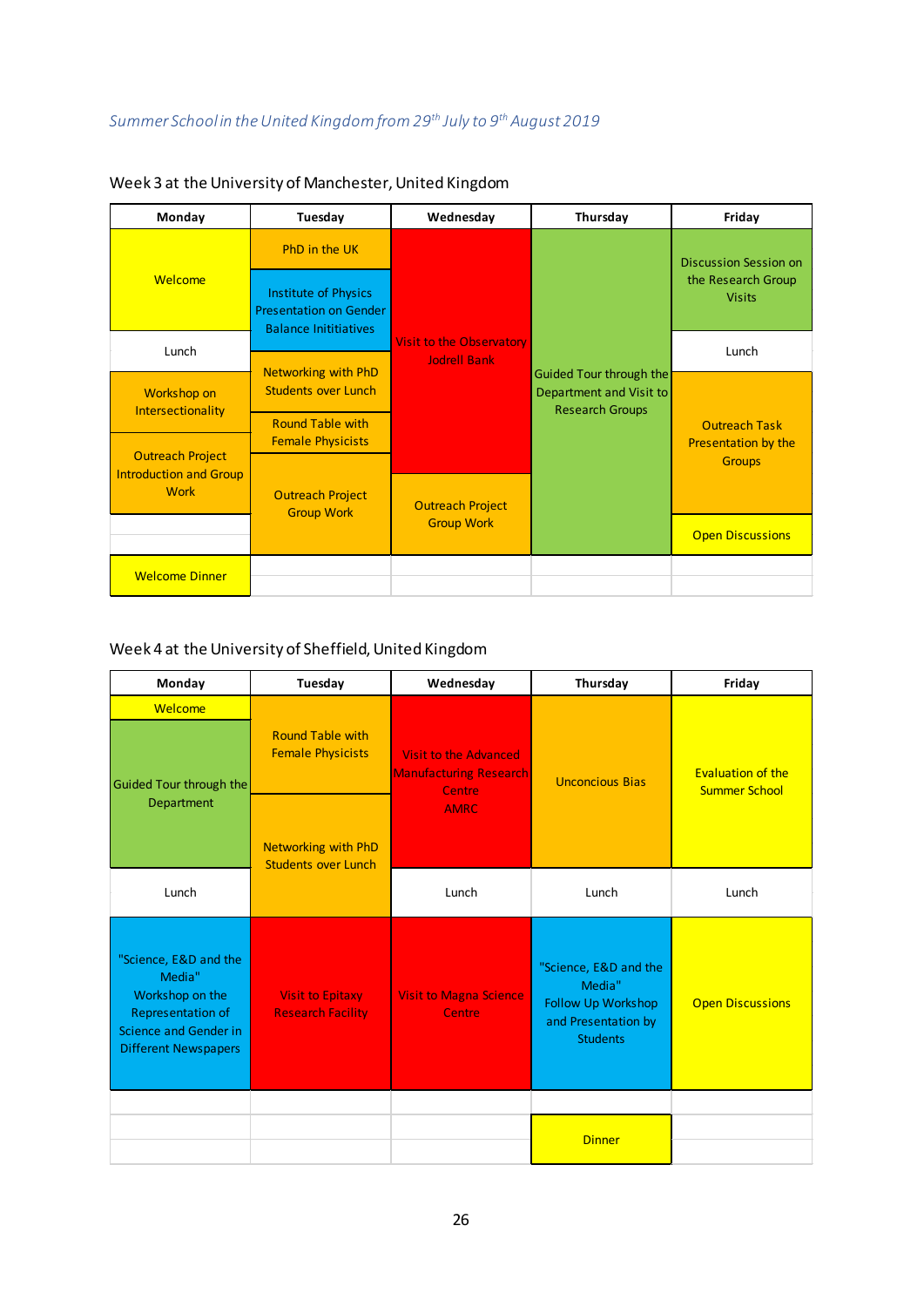*Summer School in the United Kingdom from 29th July to 9th August 2019*

Week 3 at the University of Manchester, United Kingdom

| Monday | Tuesday | Wednesday | Thursday | Friday |
|---|---|---|---|---|
| Welcome | PhD in the UK | Visit to the Observatory Jodrell Bank | Guided Tour through the Department and Visit to Research Groups | Discussion Session on the Research Group Visits |
| | Institute of Physics Presentation on Gender Balance Inititiatives | | | |
| Lunch | Networking with PhD Students over Lunch | | | Lunch |
| Workshop on Intersectionality | Round Table with Female Physicists | | | Outreach Task Presentation by the Groups |
| Outreach Project Introduction and Group Work | Outreach Project Group Work | Outreach Project Group Work | | |
| | | | | Open Discussions |
| Welcome Dinner | | | | |

Week 4 at the University of Sheffield, United Kingdom

| Monday | Tuesday | Wednesday | Thursday | Friday |
|---|---|---|---|---|
| Welcome | Round Table with Female Physicists | Visit to the Advanced Manufacturing Research Centre AMRC | Unconcious Bias | Evaluation of the Summer School |
| Guided Tour through the Department | Networking with PhD Students over Lunch | | | |
| Lunch | | Lunch | Lunch | Lunch |
| "Science, E&D and the Media" Workshop on the Representation of Science and Gender in Different Newspapers | Visit to Epitaxy Research Facility | Visit to Magna Science Centre | "Science, E&D and the Media" Follow Up Workshop and Presentation by Students | Open Discussions |
| | | | Dinner | |